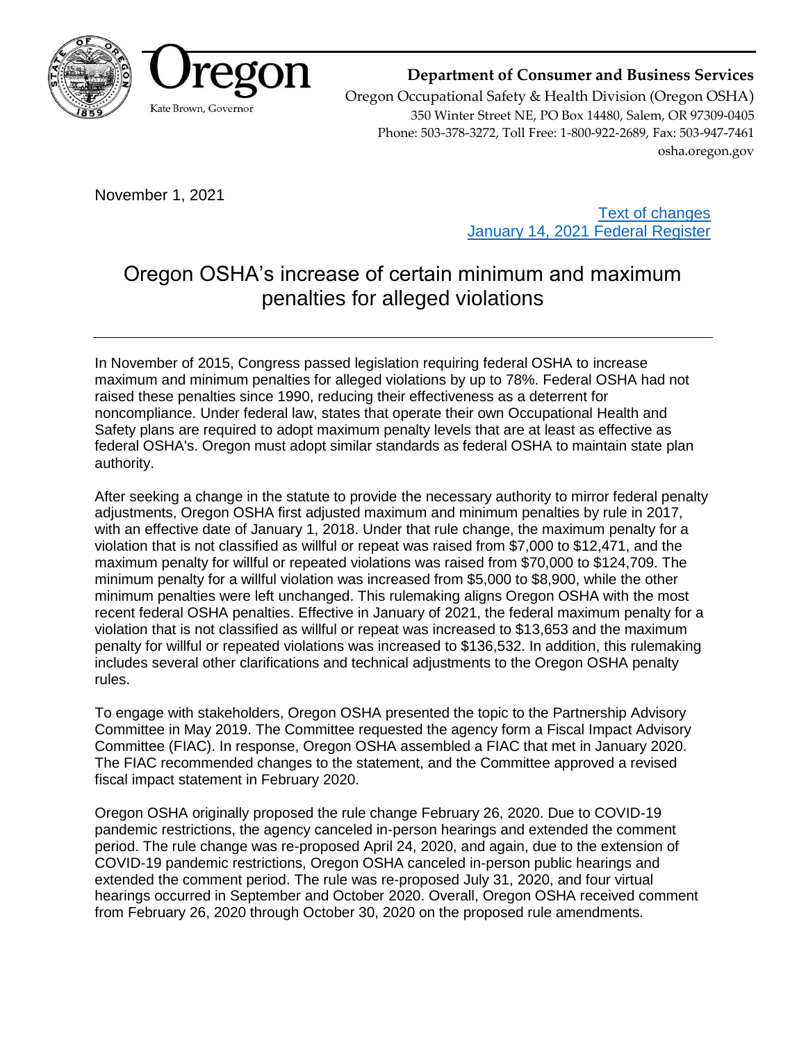Oregon

Kate Brown, Governor

**Department of Consumer and Business Services**
Oregon Occupational Safety & Health Division (Oregon OSHA)
350 Winter Street NE, PO Box 14480, Salem, OR 97309-0405
Phone: 503-378-3272, Toll Free: 1-800-922-2689, Fax: 503-947-7461
osha.oregon.gov

November 1, 2021

Text of changes
January 14, 2021 Federal Register

# Oregon OSHA's increase of certain minimum and maximum penalties for alleged violations

In November of 2015, Congress passed legislation requiring federal OSHA to increase maximum and minimum penalties for alleged violations by up to 78%. Federal OSHA had not raised these penalties since 1990, reducing their effectiveness as a deterrent for noncompliance. Under federal law, states that operate their own Occupational Health and Safety plans are required to adopt maximum penalty levels that are at least as effective as federal OSHA's. Oregon must adopt similar standards as federal OSHA to maintain state plan authority.

After seeking a change in the statute to provide the necessary authority to mirror federal penalty adjustments, Oregon OSHA first adjusted maximum and minimum penalties by rule in 2017, with an effective date of January 1, 2018. Under that rule change, the maximum penalty for a violation that is not classified as willful or repeat was raised from $7,000 to $12,471, and the maximum penalty for willful or repeated violations was raised from $70,000 to $124,709. The minimum penalty for a willful violation was increased from $5,000 to $8,900, while the other minimum penalties were left unchanged. This rulemaking aligns Oregon OSHA with the most recent federal OSHA penalties. Effective in January of 2021, the federal maximum penalty for a violation that is not classified as willful or repeat was increased to $13,653 and the maximum penalty for willful or repeated violations was increased to $136,532. In addition, this rulemaking includes several other clarifications and technical adjustments to the Oregon OSHA penalty rules.

To engage with stakeholders, Oregon OSHA presented the topic to the Partnership Advisory Committee in May 2019. The Committee requested the agency form a Fiscal Impact Advisory Committee (FIAC). In response, Oregon OSHA assembled a FIAC that met in January 2020. The FIAC recommended changes to the statement, and the Committee approved a revised fiscal impact statement in February 2020.

Oregon OSHA originally proposed the rule change February 26, 2020. Due to COVID-19 pandemic restrictions, the agency canceled in-person hearings and extended the comment period. The rule change was re-proposed April 24, 2020, and again, due to the extension of COVID-19 pandemic restrictions, Oregon OSHA canceled in-person public hearings and extended the comment period. The rule was re-proposed July 31, 2020, and four virtual hearings occurred in September and October 2020. Overall, Oregon OSHA received comment from February 26, 2020 through October 30, 2020 on the proposed rule amendments.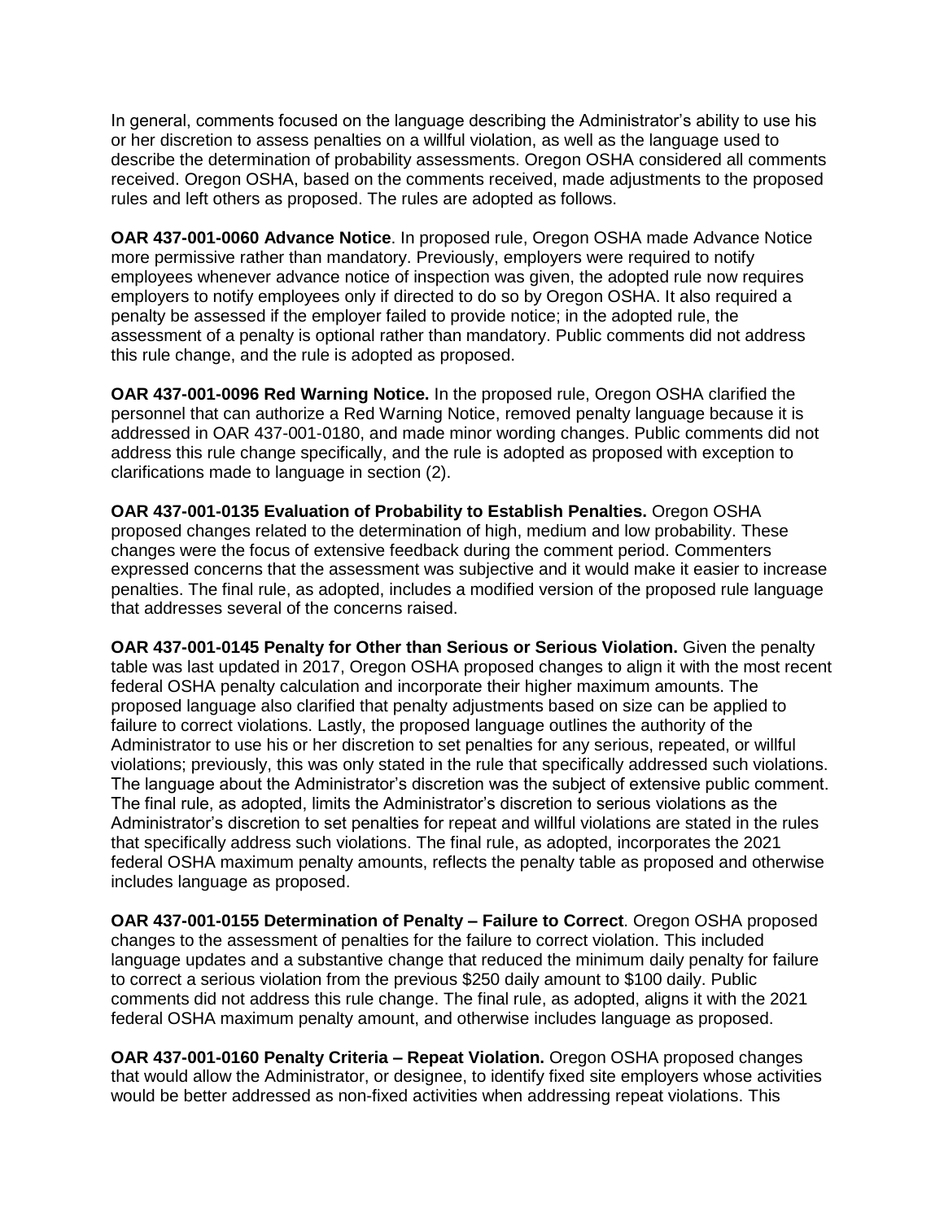In general, comments focused on the language describing the Administrator's ability to use his or her discretion to assess penalties on a willful violation, as well as the language used to describe the determination of probability assessments. Oregon OSHA considered all comments received. Oregon OSHA, based on the comments received, made adjustments to the proposed rules and left others as proposed. The rules are adopted as follows.

**OAR 437-001-0060 Advance Notice**. In proposed rule, Oregon OSHA made Advance Notice more permissive rather than mandatory. Previously, employers were required to notify employees whenever advance notice of inspection was given, the adopted rule now requires employers to notify employees only if directed to do so by Oregon OSHA. It also required a penalty be assessed if the employer failed to provide notice; in the adopted rule, the assessment of a penalty is optional rather than mandatory. Public comments did not address this rule change, and the rule is adopted as proposed.

**OAR 437-001-0096 Red Warning Notice.** In the proposed rule, Oregon OSHA clarified the personnel that can authorize a Red Warning Notice, removed penalty language because it is addressed in OAR 437-001-0180, and made minor wording changes. Public comments did not address this rule change specifically, and the rule is adopted as proposed with exception to clarifications made to language in section (2).

**OAR 437-001-0135 Evaluation of Probability to Establish Penalties.** Oregon OSHA proposed changes related to the determination of high, medium and low probability. These changes were the focus of extensive feedback during the comment period. Commenters expressed concerns that the assessment was subjective and it would make it easier to increase penalties. The final rule, as adopted, includes a modified version of the proposed rule language that addresses several of the concerns raised.

**OAR 437-001-0145 Penalty for Other than Serious or Serious Violation.** Given the penalty table was last updated in 2017, Oregon OSHA proposed changes to align it with the most recent federal OSHA penalty calculation and incorporate their higher maximum amounts. The proposed language also clarified that penalty adjustments based on size can be applied to failure to correct violations. Lastly, the proposed language outlines the authority of the Administrator to use his or her discretion to set penalties for any serious, repeated, or willful violations; previously, this was only stated in the rule that specifically addressed such violations. The language about the Administrator's discretion was the subject of extensive public comment. The final rule, as adopted, limits the Administrator's discretion to serious violations as the Administrator's discretion to set penalties for repeat and willful violations are stated in the rules that specifically address such violations. The final rule, as adopted, incorporates the 2021 federal OSHA maximum penalty amounts, reflects the penalty table as proposed and otherwise includes language as proposed.

**OAR 437-001-0155 Determination of Penalty – Failure to Correct**. Oregon OSHA proposed changes to the assessment of penalties for the failure to correct violation. This included language updates and a substantive change that reduced the minimum daily penalty for failure to correct a serious violation from the previous $250 daily amount to $100 daily. Public comments did not address this rule change. The final rule, as adopted, aligns it with the 2021 federal OSHA maximum penalty amount, and otherwise includes language as proposed.

**OAR 437-001-0160 Penalty Criteria – Repeat Violation.** Oregon OSHA proposed changes that would allow the Administrator, or designee, to identify fixed site employers whose activities would be better addressed as non-fixed activities when addressing repeat violations. This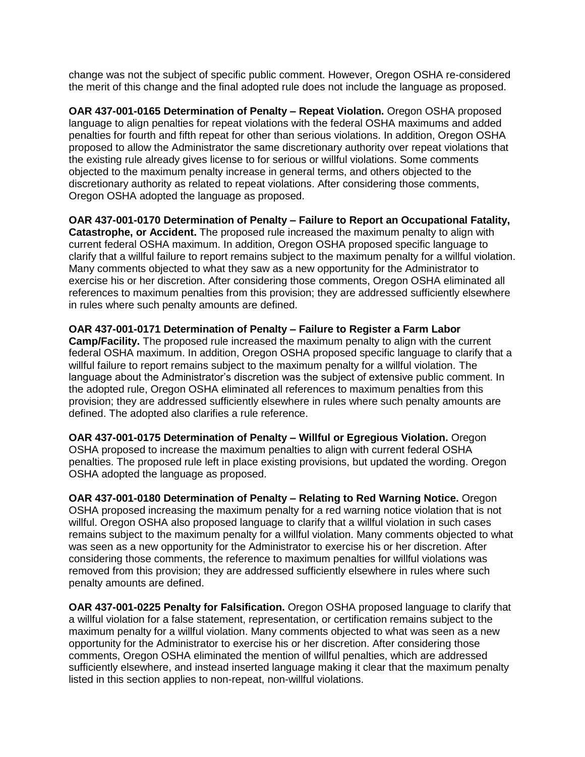change was not the subject of specific public comment. However, Oregon OSHA re-considered the merit of this change and the final adopted rule does not include the language as proposed.

**OAR 437-001-0165 Determination of Penalty – Repeat Violation.** Oregon OSHA proposed language to align penalties for repeat violations with the federal OSHA maximums and added penalties for fourth and fifth repeat for other than serious violations. In addition, Oregon OSHA proposed to allow the Administrator the same discretionary authority over repeat violations that the existing rule already gives license to for serious or willful violations. Some comments objected to the maximum penalty increase in general terms, and others objected to the discretionary authority as related to repeat violations. After considering those comments, Oregon OSHA adopted the language as proposed.

**OAR 437-001-0170 Determination of Penalty – Failure to Report an Occupational Fatality, Catastrophe, or Accident.** The proposed rule increased the maximum penalty to align with current federal OSHA maximum. In addition, Oregon OSHA proposed specific language to clarify that a willful failure to report remains subject to the maximum penalty for a willful violation. Many comments objected to what they saw as a new opportunity for the Administrator to exercise his or her discretion. After considering those comments, Oregon OSHA eliminated all references to maximum penalties from this provision; they are addressed sufficiently elsewhere in rules where such penalty amounts are defined.

**OAR 437-001-0171 Determination of Penalty – Failure to Register a Farm Labor Camp/Facility.** The proposed rule increased the maximum penalty to align with the current federal OSHA maximum. In addition, Oregon OSHA proposed specific language to clarify that a willful failure to report remains subject to the maximum penalty for a willful violation. The language about the Administrator's discretion was the subject of extensive public comment. In the adopted rule, Oregon OSHA eliminated all references to maximum penalties from this provision; they are addressed sufficiently elsewhere in rules where such penalty amounts are defined. The adopted also clarifies a rule reference.

**OAR 437-001-0175 Determination of Penalty – Willful or Egregious Violation.** Oregon OSHA proposed to increase the maximum penalties to align with current federal OSHA penalties. The proposed rule left in place existing provisions, but updated the wording. Oregon OSHA adopted the language as proposed.

**OAR 437-001-0180 Determination of Penalty – Relating to Red Warning Notice.** Oregon OSHA proposed increasing the maximum penalty for a red warning notice violation that is not willful. Oregon OSHA also proposed language to clarify that a willful violation in such cases remains subject to the maximum penalty for a willful violation. Many comments objected to what was seen as a new opportunity for the Administrator to exercise his or her discretion. After considering those comments, the reference to maximum penalties for willful violations was removed from this provision; they are addressed sufficiently elsewhere in rules where such penalty amounts are defined.

**OAR 437-001-0225 Penalty for Falsification.** Oregon OSHA proposed language to clarify that a willful violation for a false statement, representation, or certification remains subject to the maximum penalty for a willful violation. Many comments objected to what was seen as a new opportunity for the Administrator to exercise his or her discretion. After considering those comments, Oregon OSHA eliminated the mention of willful penalties, which are addressed sufficiently elsewhere, and instead inserted language making it clear that the maximum penalty listed in this section applies to non-repeat, non-willful violations.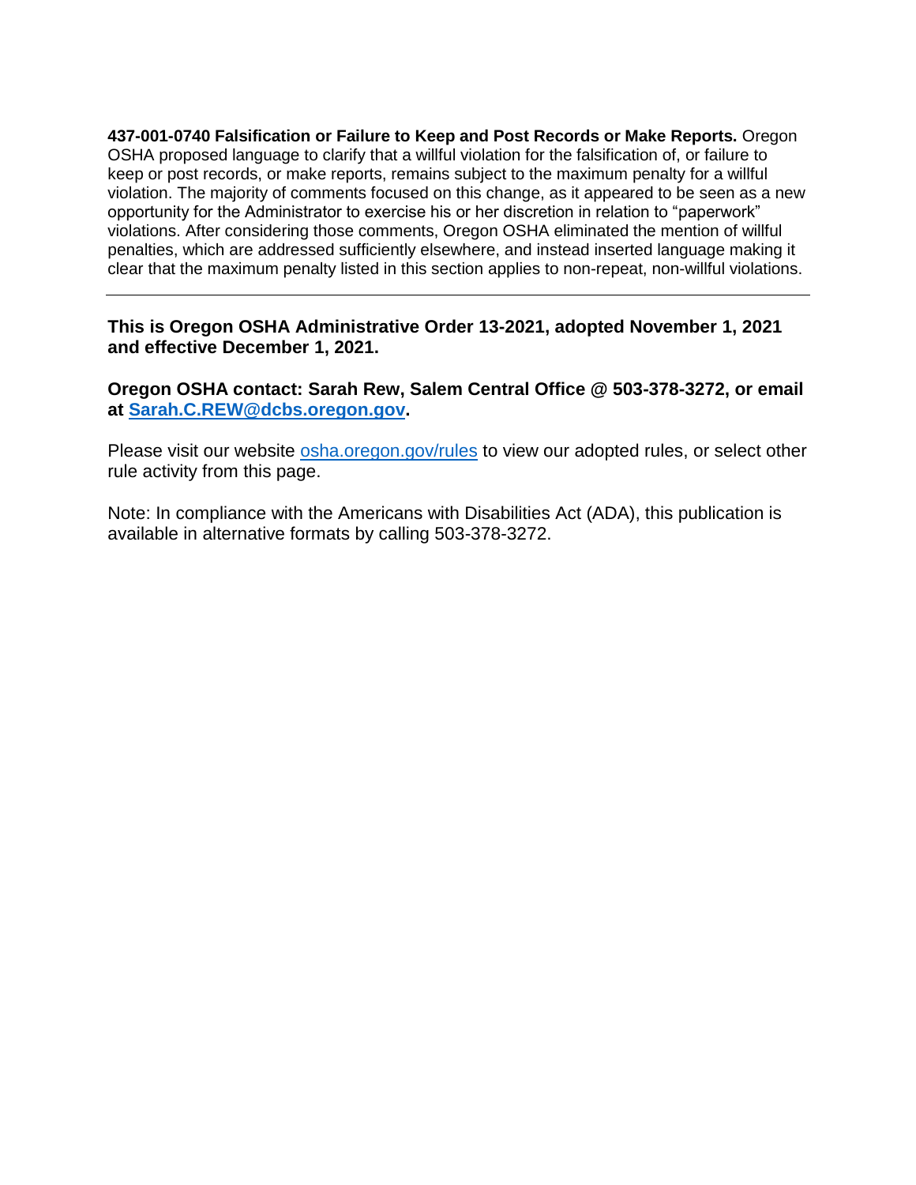**437-001-0740 Falsification or Failure to Keep and Post Records or Make Reports.** Oregon OSHA proposed language to clarify that a willful violation for the falsification of, or failure to keep or post records, or make reports, remains subject to the maximum penalty for a willful violation. The majority of comments focused on this change, as it appeared to be seen as a new opportunity for the Administrator to exercise his or her discretion in relation to "paperwork" violations. After considering those comments, Oregon OSHA eliminated the mention of willful penalties, which are addressed sufficiently elsewhere, and instead inserted language making it clear that the maximum penalty listed in this section applies to non-repeat, non-willful violations.

---

**This is Oregon OSHA Administrative Order 13-2021, adopted November 1, 2021 and effective December 1, 2021.**

**Oregon OSHA contact: Sarah Rew, Salem Central Office @ 503-378-3272, or email at [Sarah.C.REW@dcbs.oregon.gov](mailto:Sarah.C.REW@dcbs.oregon.gov).**

Please visit our website [osha.oregon.gov/rules](osha.oregon.gov/rules) to view our adopted rules, or select other rule activity from this page.

Note: In compliance with the Americans with Disabilities Act (ADA), this publication is available in alternative formats by calling 503-378-3272.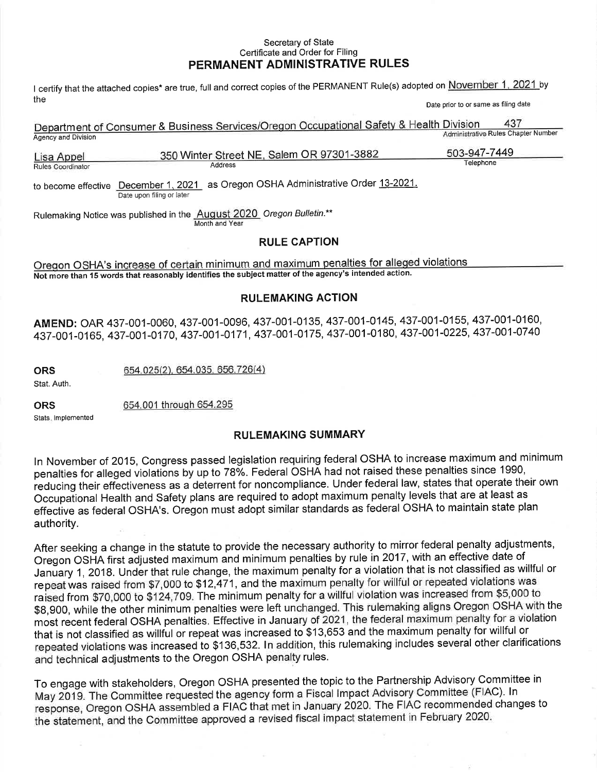Secretary of State
Certificate and Order for Filing

## PERMANENT ADMINISTRATIVE RULES

I certify that the attached copies* are true, full and correct copies of the PERMANENT Rule(s) adopted on November 1, 2021 by the

Date prior to or same as filing date

Department of Consumer & Business Services/Oregon Occupational Safety & Health Division — 437
Agency and Division — Administrative Rules Chapter Number

Lisa Appel — 350 Winter Street NE, Salem OR 97301-3882 — 503-947-7449
Rules Coordinator — Address — Telephone

to become effective December 1, 2021 as Oregon OSHA Administrative Order 13-2021.
Date upon filing or later

Rulemaking Notice was published in the August 2020 *Oregon Bulletin.***
Month and Year

### RULE CAPTION

Oregon OSHA's increase of certain minimum and maximum penalties for alleged violations

**Not more than 15 words that reasonably identifies the subject matter of the agency's intended action.**

### RULEMAKING ACTION

**AMEND:** OAR 437-001-0060, 437-001-0096, 437-001-0135, 437-001-0145, 437-001-0155, 437-001-0160, 437-001-0165, 437-001-0170, 437-001-0171, 437-001-0175, 437-001-0180, 437-001-0225, 437-001-0740

**ORS** 654.025(2), 654.035, 656.726(4)
Stat. Auth.

**ORS** 654.001 through 654.295
Stats. Implemented

### RULEMAKING SUMMARY

In November of 2015, Congress passed legislation requiring federal OSHA to increase maximum and minimum penalties for alleged violations by up to 78%. Federal OSHA had not raised these penalties since 1990, reducing their effectiveness as a deterrent for noncompliance. Under federal law, states that operate their own Occupational Health and Safety plans are required to adopt maximum penalty levels that are at least as effective as federal OSHA's. Oregon must adopt similar standards as federal OSHA to maintain state plan authority.

After seeking a change in the statute to provide the necessary authority to mirror federal penalty adjustments, Oregon OSHA first adjusted maximum and minimum penalties by rule in 2017, with an effective date of January 1, 2018. Under that rule change, the maximum penalty for a violation that is not classified as willful or repeat was raised from $7,000 to $12,471, and the maximum penalty for willful or repeated violations was raised from $70,000 to $124,709. The minimum penalty for a willful violation was increased from $5,000 to $8,900, while the other minimum penalties were left unchanged. This rulemaking aligns Oregon OSHA with the most recent federal OSHA penalties. Effective in January of 2021, the federal maximum penalty for a violation that is not classified as willful or repeat was increased to $13,653 and the maximum penalty for willful or repeated violations was increased to $136,532. In addition, this rulemaking includes several other clarifications and technical adjustments to the Oregon OSHA penalty rules.

To engage with stakeholders, Oregon OSHA presented the topic to the Partnership Advisory Committee in May 2019. The Committee requested the agency form a Fiscal Impact Advisory Committee (FIAC). In response, Oregon OSHA assembled a FIAC that met in January 2020. The FIAC recommended changes to the statement, and the Committee approved a revised fiscal impact statement in February 2020.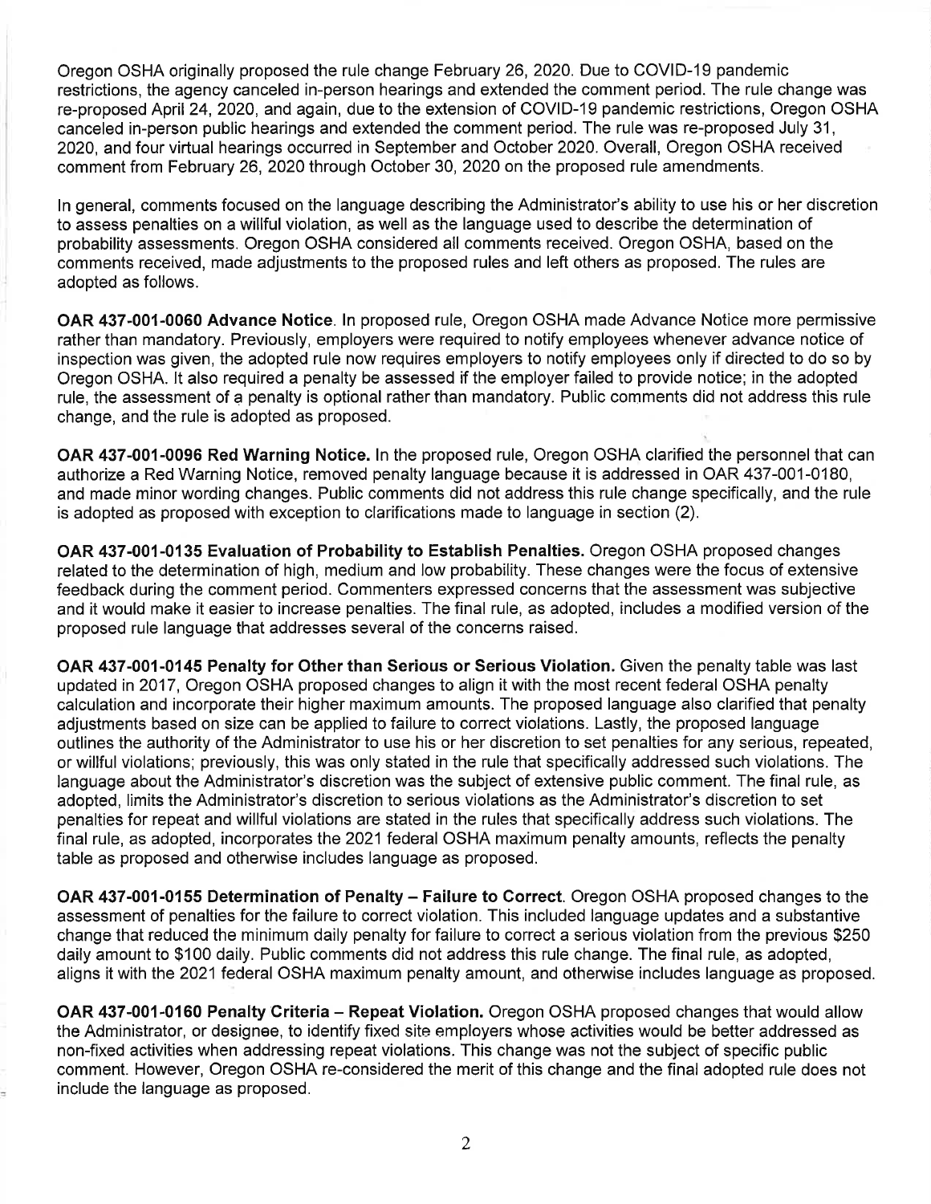Oregon OSHA originally proposed the rule change February 26, 2020. Due to COVID-19 pandemic restrictions, the agency canceled in-person hearings and extended the comment period. The rule change was re-proposed April 24, 2020, and again, due to the extension of COVID-19 pandemic restrictions, Oregon OSHA canceled in-person public hearings and extended the comment period. The rule was re-proposed July 31, 2020, and four virtual hearings occurred in September and October 2020. Overall, Oregon OSHA received comment from February 26, 2020 through October 30, 2020 on the proposed rule amendments.

In general, comments focused on the language describing the Administrator's ability to use his or her discretion to assess penalties on a willful violation, as well as the language used to describe the determination of probability assessments. Oregon OSHA considered all comments received. Oregon OSHA, based on the comments received, made adjustments to the proposed rules and left others as proposed. The rules are adopted as follows.

**OAR 437-001-0060 Advance Notice**. In proposed rule, Oregon OSHA made Advance Notice more permissive rather than mandatory. Previously, employers were required to notify employees whenever advance notice of inspection was given, the adopted rule now requires employers to notify employees only if directed to do so by Oregon OSHA. It also required a penalty be assessed if the employer failed to provide notice; in the adopted rule, the assessment of a penalty is optional rather than mandatory. Public comments did not address this rule change, and the rule is adopted as proposed.

**OAR 437-001-0096 Red Warning Notice.** In the proposed rule, Oregon OSHA clarified the personnel that can authorize a Red Warning Notice, removed penalty language because it is addressed in OAR 437-001-0180, and made minor wording changes. Public comments did not address this rule change specifically, and the rule is adopted as proposed with exception to clarifications made to language in section (2).

**OAR 437-001-0135 Evaluation of Probability to Establish Penalties.** Oregon OSHA proposed changes related to the determination of high, medium and low probability. These changes were the focus of extensive feedback during the comment period. Commenters expressed concerns that the assessment was subjective and it would make it easier to increase penalties. The final rule, as adopted, includes a modified version of the proposed rule language that addresses several of the concerns raised.

**OAR 437-001-0145 Penalty for Other than Serious or Serious Violation.** Given the penalty table was last updated in 2017, Oregon OSHA proposed changes to align it with the most recent federal OSHA penalty calculation and incorporate their higher maximum amounts. The proposed language also clarified that penalty adjustments based on size can be applied to failure to correct violations. Lastly, the proposed language outlines the authority of the Administrator to use his or her discretion to set penalties for any serious, repeated, or willful violations; previously, this was only stated in the rule that specifically addressed such violations. The language about the Administrator's discretion was the subject of extensive public comment. The final rule, as adopted, limits the Administrator's discretion to serious violations as the Administrator's discretion to set penalties for repeat and willful violations are stated in the rules that specifically address such violations. The final rule, as adopted, incorporates the 2021 federal OSHA maximum penalty amounts, reflects the penalty table as proposed and otherwise includes language as proposed.

**OAR 437-001-0155 Determination of Penalty – Failure to Correct**. Oregon OSHA proposed changes to the assessment of penalties for the failure to correct violation. This included language updates and a substantive change that reduced the minimum daily penalty for failure to correct a serious violation from the previous $250 daily amount to $100 daily. Public comments did not address this rule change. The final rule, as adopted, aligns it with the 2021 federal OSHA maximum penalty amount, and otherwise includes language as proposed.

**OAR 437-001-0160 Penalty Criteria – Repeat Violation.** Oregon OSHA proposed changes that would allow the Administrator, or designee, to identify fixed site employers whose activities would be better addressed as non-fixed activities when addressing repeat violations. This change was not the subject of specific public comment. However, Oregon OSHA re-considered the merit of this change and the final adopted rule does not include the language as proposed.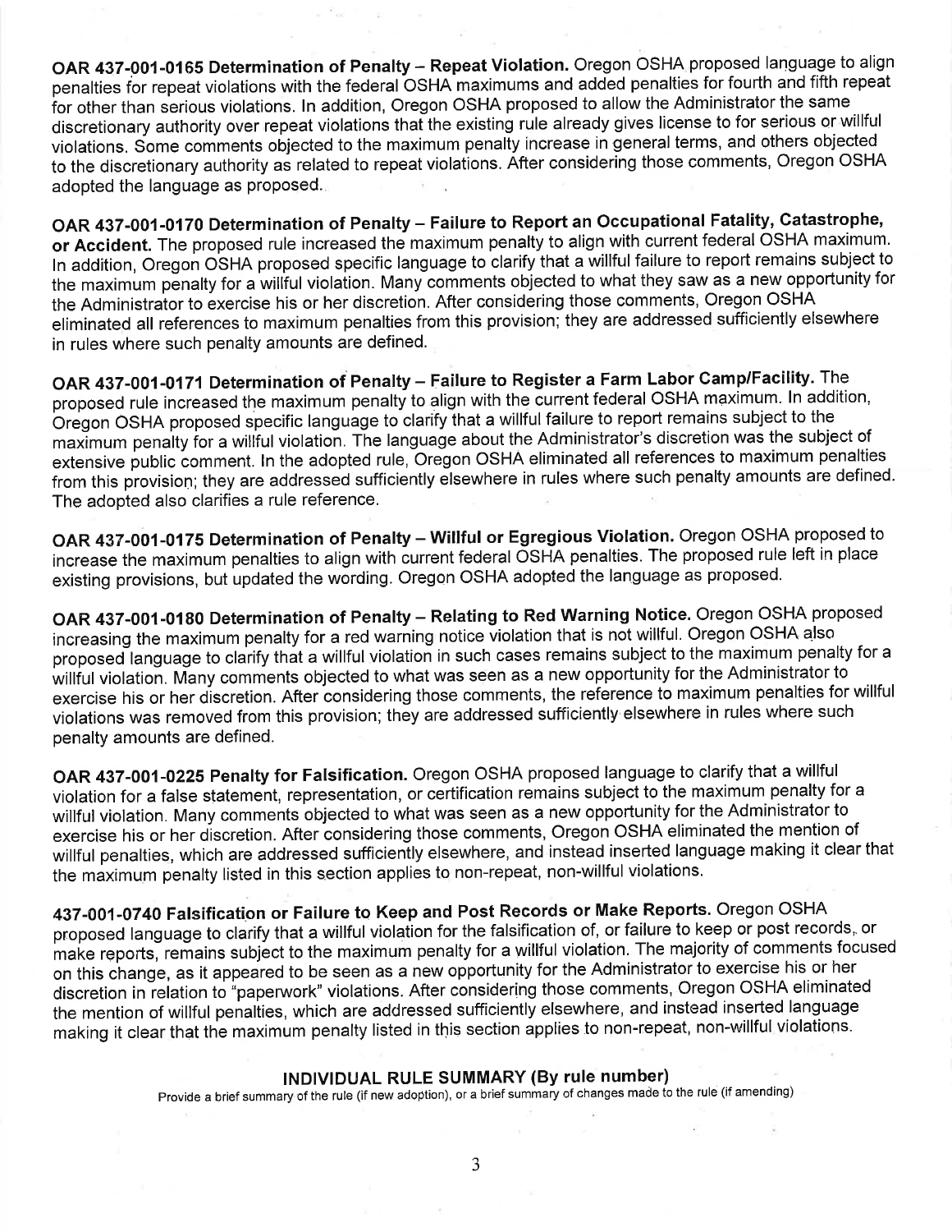**OAR 437-001-0165 Determination of Penalty – Repeat Violation.** Oregon OSHA proposed language to align penalties for repeat violations with the federal OSHA maximums and added penalties for fourth and fifth repeat for other than serious violations. In addition, Oregon OSHA proposed to allow the Administrator the same discretionary authority over repeat violations that the existing rule already gives license to for serious or willful violations. Some comments objected to the maximum penalty increase in general terms, and others objected to the discretionary authority as related to repeat violations. After considering those comments, Oregon OSHA adopted the language as proposed.

**OAR 437-001-0170 Determination of Penalty – Failure to Report an Occupational Fatality, Catastrophe, or Accident.** The proposed rule increased the maximum penalty to align with current federal OSHA maximum. In addition, Oregon OSHA proposed specific language to clarify that a willful failure to report remains subject to the maximum penalty for a willful violation. Many comments objected to what they saw as a new opportunity for the Administrator to exercise his or her discretion. After considering those comments, Oregon OSHA eliminated all references to maximum penalties from this provision; they are addressed sufficiently elsewhere in rules where such penalty amounts are defined.

**OAR 437-001-0171 Determination of Penalty – Failure to Register a Farm Labor Camp/Facility.** The proposed rule increased the maximum penalty to align with the current federal OSHA maximum. In addition, Oregon OSHA proposed specific language to clarify that a willful failure to report remains subject to the maximum penalty for a willful violation. The language about the Administrator's discretion was the subject of extensive public comment. In the adopted rule, Oregon OSHA eliminated all references to maximum penalties from this provision; they are addressed sufficiently elsewhere in rules where such penalty amounts are defined. The adopted also clarifies a rule reference.

**OAR 437-001-0175 Determination of Penalty – Willful or Egregious Violation.** Oregon OSHA proposed to increase the maximum penalties to align with current federal OSHA penalties. The proposed rule left in place existing provisions, but updated the wording. Oregon OSHA adopted the language as proposed.

**OAR 437-001-0180 Determination of Penalty – Relating to Red Warning Notice.** Oregon OSHA proposed increasing the maximum penalty for a red warning notice violation that is not willful. Oregon OSHA also proposed language to clarify that a willful violation in such cases remains subject to the maximum penalty for a willful violation. Many comments objected to what was seen as a new opportunity for the Administrator to exercise his or her discretion. After considering those comments, the reference to maximum penalties for willful violations was removed from this provision; they are addressed sufficiently elsewhere in rules where such penalty amounts are defined.

**OAR 437-001-0225 Penalty for Falsification.** Oregon OSHA proposed language to clarify that a willful violation for a false statement, representation, or certification remains subject to the maximum penalty for a willful violation. Many comments objected to what was seen as a new opportunity for the Administrator to exercise his or her discretion. After considering those comments, Oregon OSHA eliminated the mention of willful penalties, which are addressed sufficiently elsewhere, and instead inserted language making it clear that the maximum penalty listed in this section applies to non-repeat, non-willful violations.

**437-001-0740 Falsification or Failure to Keep and Post Records or Make Reports.** Oregon OSHA proposed language to clarify that a willful violation for the falsification of, or failure to keep or post records, or make reports, remains subject to the maximum penalty for a willful violation. The majority of comments focused on this change, as it appeared to be seen as a new opportunity for the Administrator to exercise his or her discretion in relation to "paperwork" violations. After considering those comments, Oregon OSHA eliminated the mention of willful penalties, which are addressed sufficiently elsewhere, and instead inserted language making it clear that the maximum penalty listed in this section applies to non-repeat, non-willful violations.

## INDIVIDUAL RULE SUMMARY (By rule number)

Provide a brief summary of the rule (if new adoption), or a brief summary of changes made to the rule (if amending)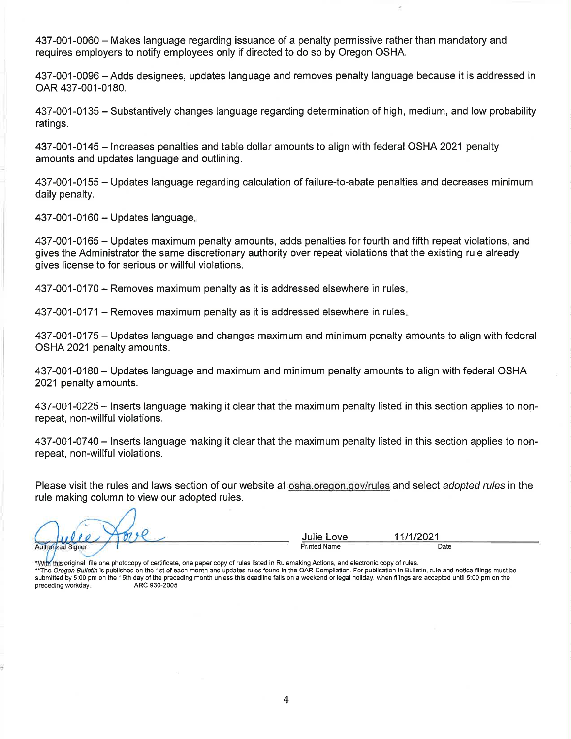437-001-0060 – Makes language regarding issuance of a penalty permissive rather than mandatory and requires employers to notify employees only if directed to do so by Oregon OSHA.

437-001-0096 – Adds designees, updates language and removes penalty language because it is addressed in OAR 437-001-0180.

437-001-0135 – Substantively changes language regarding determination of high, medium, and low probability ratings.

437-001-0145 – Increases penalties and table dollar amounts to align with federal OSHA 2021 penalty amounts and updates language and outlining.

437-001-0155 – Updates language regarding calculation of failure-to-abate penalties and decreases minimum daily penalty.

437-001-0160 – Updates language.

437-001-0165 – Updates maximum penalty amounts, adds penalties for fourth and fifth repeat violations, and gives the Administrator the same discretionary authority over repeat violations that the existing rule already gives license to for serious or willful violations.

437-001-0170 – Removes maximum penalty as it is addressed elsewhere in rules.

437-001-0171 – Removes maximum penalty as it is addressed elsewhere in rules.

437-001-0175 – Updates language and changes maximum and minimum penalty amounts to align with federal OSHA 2021 penalty amounts.

437-001-0180 – Updates language and maximum and minimum penalty amounts to align with federal OSHA 2021 penalty amounts.

437-001-0225 – Inserts language making it clear that the maximum penalty listed in this section applies to non-repeat, non-willful violations.

437-001-0740 – Inserts language making it clear that the maximum penalty listed in this section applies to non-repeat, non-willful violations.

Please visit the rules and laws section of our website at osha.oregon.gov/rules and select *adopted rules* in the rule making column to view our adopted rules.

| Julie Love | Julie Love | 11/1/2021 |
|---|---|---|
| Authorized Signer | Printed Name | Date |

*With this original, file one photocopy of certificate, one paper copy of rules listed in Rulemaking Actions, and electronic copy of rules.
**The *Oregon Bulletin* is published on the 1st of each month and updates rules found in the OAR Compilation. For publication in Bulletin, rule and notice filings must be submitted by 5:00 pm on the 15th day of the preceding month unless this deadline falls on a weekend or legal holiday, when filings are accepted until 5:00 pm on the preceding workday. ARC 930-2005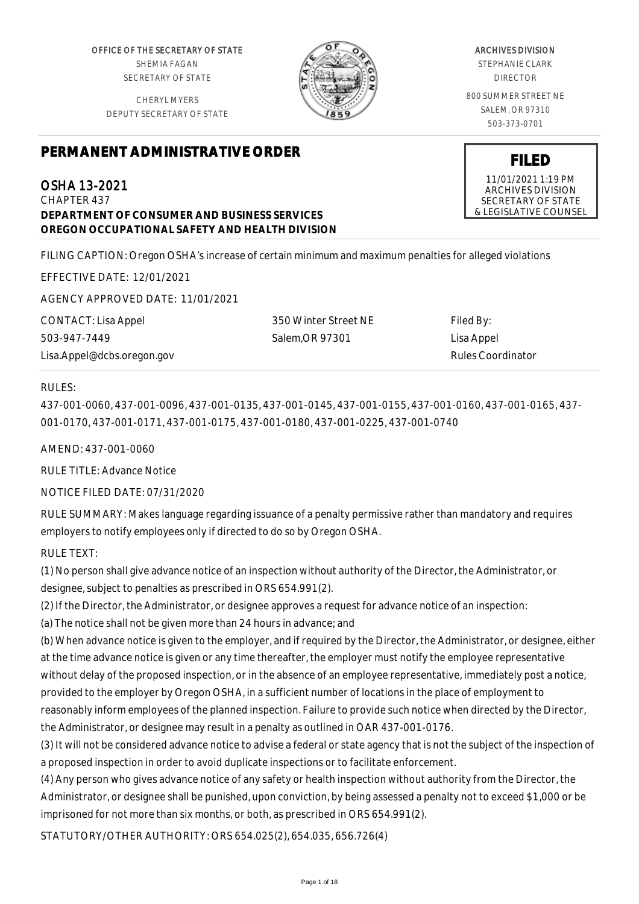OFFICE OF THE SECRETARY OF STATE
SHEMIA FAGAN
SECRETARY OF STATE

CHERYL MYERS
DEPUTY SECRETARY OF STATE

ARCHIVES DIVISION
STEPHANIE CLARK
DIRECTOR

800 SUMMER STREET NE
SALEM, OR 97310
503-373-0701

**FILED**
11/01/2021 1:19 PM
ARCHIVES DIVISION
SECRETARY OF STATE
& LEGISLATIVE COUNSEL

# PERMANENT ADMINISTRATIVE ORDER

## OSHA 13-2021
CHAPTER 437
**DEPARTMENT OF CONSUMER AND BUSINESS SERVICES**
**OREGON OCCUPATIONAL SAFETY AND HEALTH DIVISION**

FILING CAPTION: Oregon OSHA's increase of certain minimum and maximum penalties for alleged violations

EFFECTIVE DATE: 12/01/2021

AGENCY APPROVED DATE: 11/01/2021

CONTACT: Lisa Appel
503-947-7449
Lisa.Appel@dcbs.oregon.gov

350 Winter Street NE
Salem,OR 97301

Filed By:
Lisa Appel
Rules Coordinator

RULES:

437-001-0060, 437-001-0096, 437-001-0135, 437-001-0145, 437-001-0155, 437-001-0160, 437-001-0165, 437-001-0170, 437-001-0171, 437-001-0175, 437-001-0180, 437-001-0225, 437-001-0740

AMEND: 437-001-0060

RULE TITLE: Advance Notice

NOTICE FILED DATE: 07/31/2020

RULE SUMMARY: Makes language regarding issuance of a penalty permissive rather than mandatory and requires employers to notify employees only if directed to do so by Oregon OSHA.

RULE TEXT:

(1) No person shall give advance notice of an inspection without authority of the Director, the Administrator, or designee, subject to penalties as prescribed in ORS 654.991(2).

(2) If the Director, the Administrator, or designee approves a request for advance notice of an inspection:

(a) The notice shall not be given more than 24 hours in advance; and

(b) When advance notice is given to the employer, and if required by the Director, the Administrator, or designee, either at the time advance notice is given or any time thereafter, the employer must notify the employee representative without delay of the proposed inspection, or in the absence of an employee representative, immediately post a notice, provided to the employer by Oregon OSHA, in a sufficient number of locations in the place of employment to reasonably inform employees of the planned inspection. Failure to provide such notice when directed by the Director, the Administrator, or designee may result in a penalty as outlined in OAR 437-001-0176.

(3) It will not be considered advance notice to advise a federal or state agency that is not the subject of the inspection of a proposed inspection in order to avoid duplicate inspections or to facilitate enforcement.

(4) Any person who gives advance notice of any safety or health inspection without authority from the Director, the Administrator, or designee shall be punished, upon conviction, by being assessed a penalty not to exceed $1,000 or be imprisoned for not more than six months, or both, as prescribed in ORS 654.991(2).

STATUTORY/OTHER AUTHORITY: ORS 654.025(2), 654.035, 656.726(4)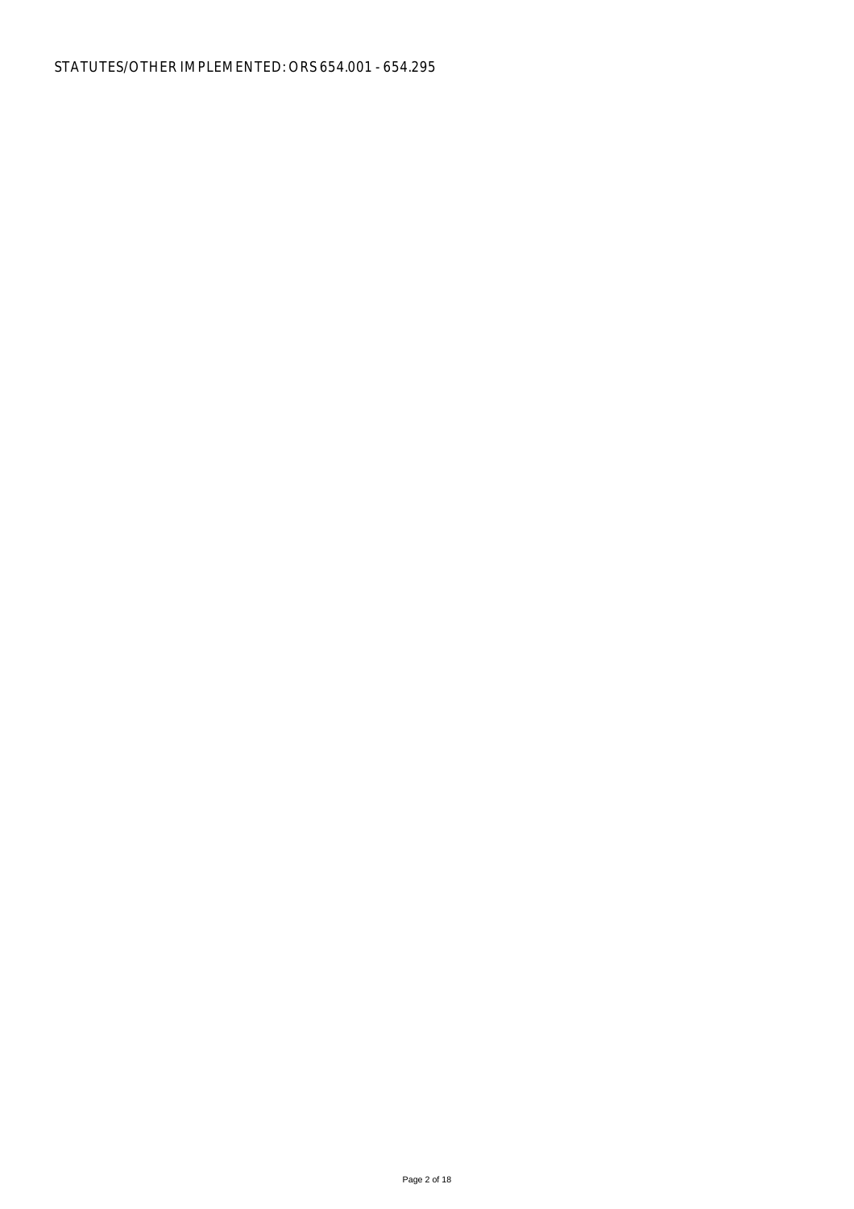STATUTES/OTHER IMPLEMENTED: ORS 654.001 - 654.295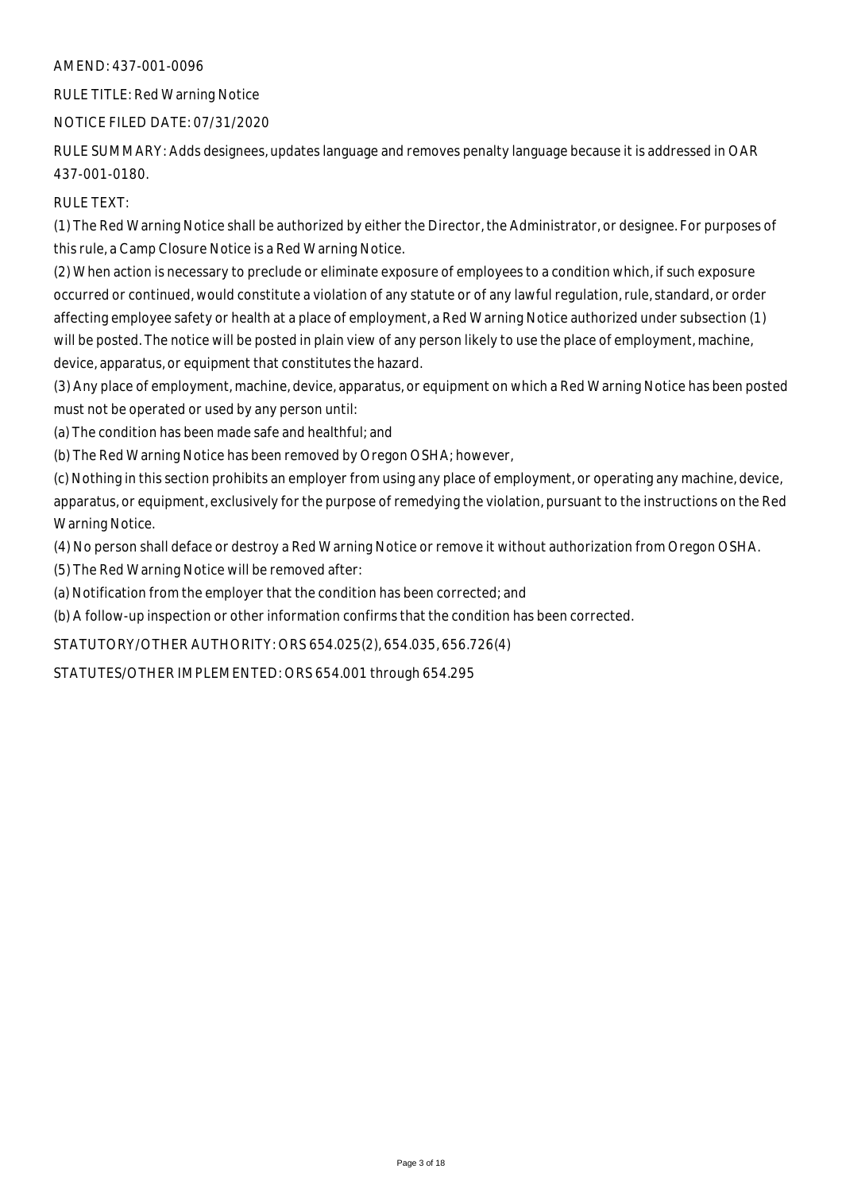AMEND: 437-001-0096

RULE TITLE: Red Warning Notice

NOTICE FILED DATE: 07/31/2020

RULE SUMMARY: Adds designees, updates language and removes penalty language because it is addressed in OAR 437-001-0180.

RULE TEXT:

(1) The Red Warning Notice shall be authorized by either the Director, the Administrator, or designee. For purposes of this rule, a Camp Closure Notice is a Red Warning Notice.

(2) When action is necessary to preclude or eliminate exposure of employees to a condition which, if such exposure occurred or continued, would constitute a violation of any statute or of any lawful regulation, rule, standard, or order affecting employee safety or health at a place of employment, a Red Warning Notice authorized under subsection (1) will be posted. The notice will be posted in plain view of any person likely to use the place of employment, machine, device, apparatus, or equipment that constitutes the hazard.

(3) Any place of employment, machine, device, apparatus, or equipment on which a Red Warning Notice has been posted must not be operated or used by any person until:

(a) The condition has been made safe and healthful; and

(b) The Red Warning Notice has been removed by Oregon OSHA; however,

(c) Nothing in this section prohibits an employer from using any place of employment, or operating any machine, device, apparatus, or equipment, exclusively for the purpose of remedying the violation, pursuant to the instructions on the Red Warning Notice.

(4) No person shall deface or destroy a Red Warning Notice or remove it without authorization from Oregon OSHA.

(5) The Red Warning Notice will be removed after:

(a) Notification from the employer that the condition has been corrected; and

(b) A follow-up inspection or other information confirms that the condition has been corrected.

STATUTORY/OTHER AUTHORITY: ORS 654.025(2), 654.035, 656.726(4)

STATUTES/OTHER IMPLEMENTED: ORS 654.001 through 654.295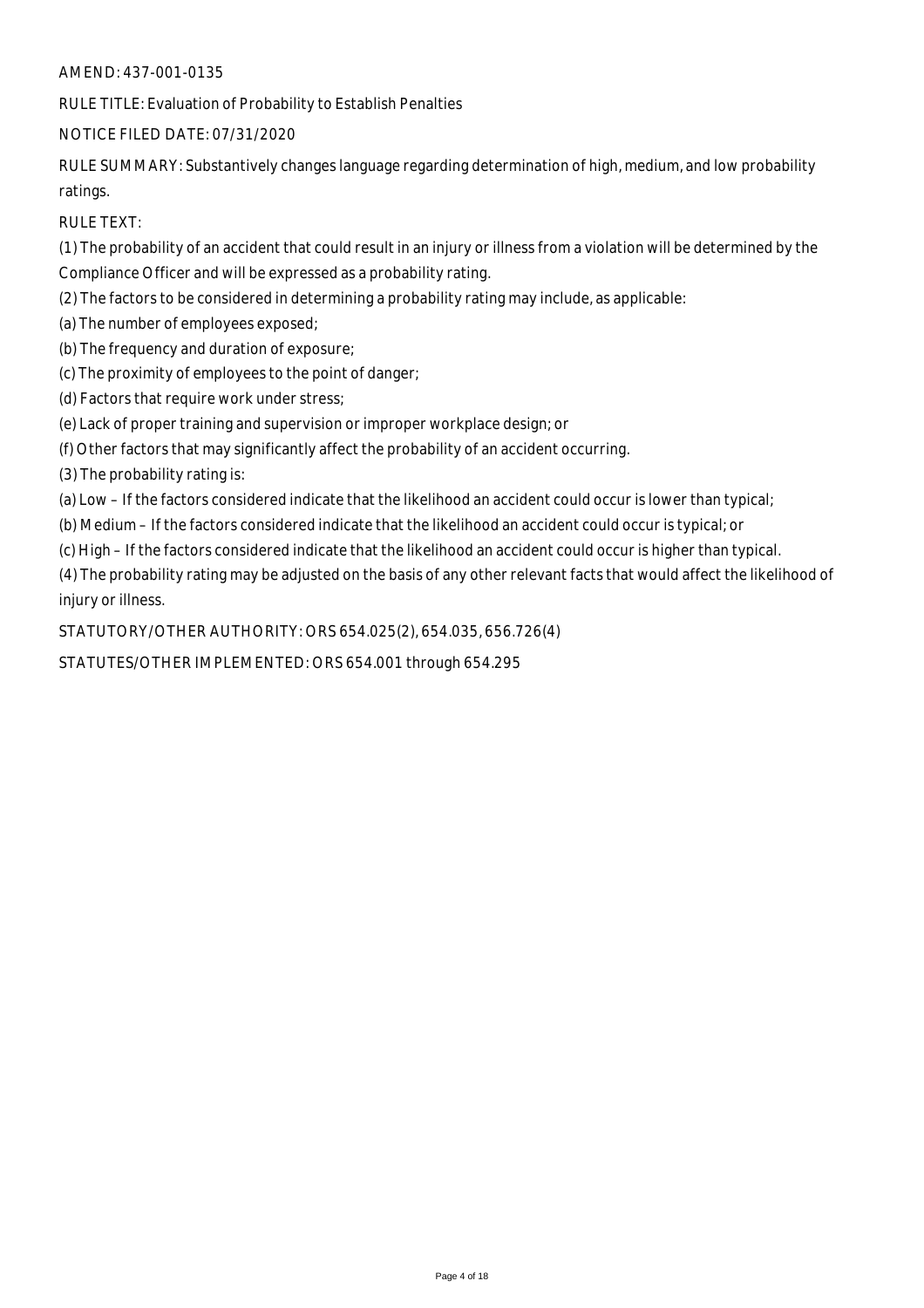AMEND: 437-001-0135

RULE TITLE: Evaluation of Probability to Establish Penalties

NOTICE FILED DATE: 07/31/2020

RULE SUMMARY: Substantively changes language regarding determination of high, medium, and low probability ratings.

RULE TEXT:

(1) The probability of an accident that could result in an injury or illness from a violation will be determined by the Compliance Officer and will be expressed as a probability rating.

(2) The factors to be considered in determining a probability rating may include, as applicable:

(a) The number of employees exposed;

(b) The frequency and duration of exposure;

(c) The proximity of employees to the point of danger;

(d) Factors that require work under stress;

(e) Lack of proper training and supervision or improper workplace design; or

(f) Other factors that may significantly affect the probability of an accident occurring.

(3) The probability rating is:

(a) Low – If the factors considered indicate that the likelihood an accident could occur is lower than typical;

(b) Medium – If the factors considered indicate that the likelihood an accident could occur is typical; or

(c) High – If the factors considered indicate that the likelihood an accident could occur is higher than typical.

(4) The probability rating may be adjusted on the basis of any other relevant facts that would affect the likelihood of injury or illness.

STATUTORY/OTHER AUTHORITY: ORS 654.025(2), 654.035, 656.726(4)

STATUTES/OTHER IMPLEMENTED: ORS 654.001 through 654.295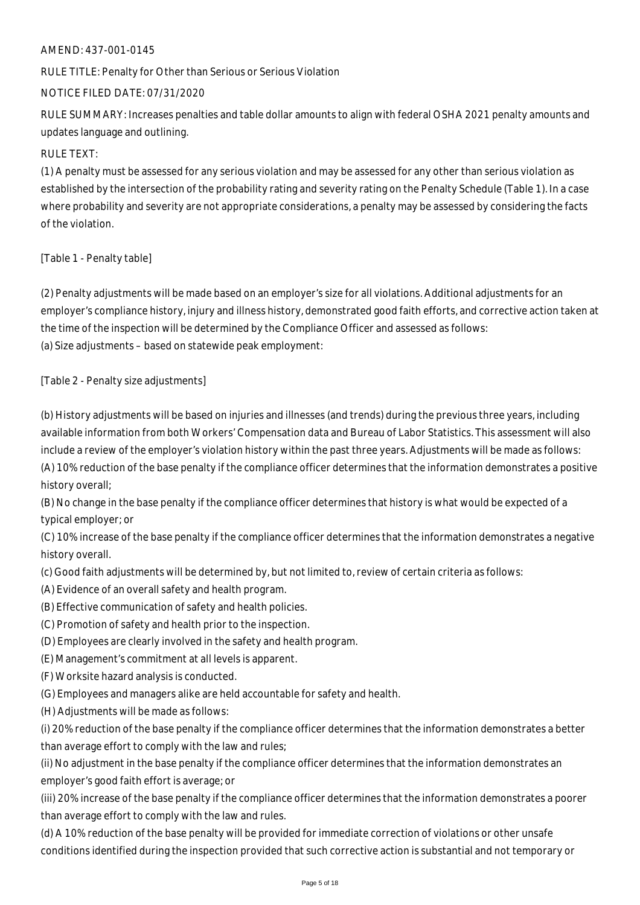AMEND: 437-001-0145

RULE TITLE: Penalty for Other than Serious or Serious Violation

NOTICE FILED DATE: 07/31/2020

RULE SUMMARY: Increases penalties and table dollar amounts to align with federal OSHA 2021 penalty amounts and updates language and outlining.

RULE TEXT:

(1) A penalty must be assessed for any serious violation and may be assessed for any other than serious violation as established by the intersection of the probability rating and severity rating on the Penalty Schedule (Table 1). In a case where probability and severity are not appropriate considerations, a penalty may be assessed by considering the facts of the violation.

[Table 1 - Penalty table]

(2) Penalty adjustments will be made based on an employer's size for all violations. Additional adjustments for an employer's compliance history, injury and illness history, demonstrated good faith efforts, and corrective action taken at the time of the inspection will be determined by the Compliance Officer and assessed as follows:

(a) Size adjustments – based on statewide peak employment:

[Table 2 - Penalty size adjustments]

(b) History adjustments will be based on injuries and illnesses (and trends) during the previous three years, including available information from both Workers' Compensation data and Bureau of Labor Statistics. This assessment will also include a review of the employer's violation history within the past three years. Adjustments will be made as follows:

(A) 10% reduction of the base penalty if the compliance officer determines that the information demonstrates a positive history overall;

(B) No change in the base penalty if the compliance officer determines that history is what would be expected of a typical employer; or

(C) 10% increase of the base penalty if the compliance officer determines that the information demonstrates a negative history overall.

(c) Good faith adjustments will be determined by, but not limited to, review of certain criteria as follows:

(A) Evidence of an overall safety and health program.

(B) Effective communication of safety and health policies.

(C) Promotion of safety and health prior to the inspection.

(D) Employees are clearly involved in the safety and health program.

(E) Management's commitment at all levels is apparent.

(F) Worksite hazard analysis is conducted.

(G) Employees and managers alike are held accountable for safety and health.

(H) Adjustments will be made as follows:

(i) 20% reduction of the base penalty if the compliance officer determines that the information demonstrates a better than average effort to comply with the law and rules;

(ii) No adjustment in the base penalty if the compliance officer determines that the information demonstrates an employer's good faith effort is average; or

(iii) 20% increase of the base penalty if the compliance officer determines that the information demonstrates a poorer than average effort to comply with the law and rules.

(d) A 10% reduction of the base penalty will be provided for immediate correction of violations or other unsafe conditions identified during the inspection provided that such corrective action is substantial and not temporary or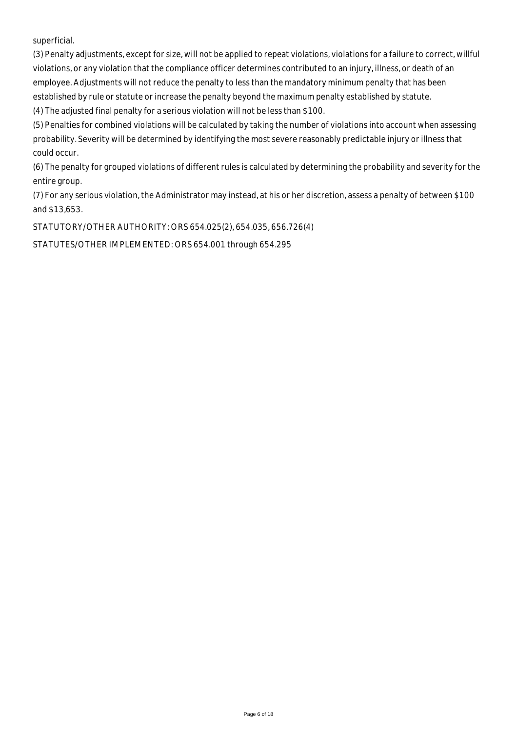superficial.

(3) Penalty adjustments, except for size, will not be applied to repeat violations, violations for a failure to correct, willful violations, or any violation that the compliance officer determines contributed to an injury, illness, or death of an employee. Adjustments will not reduce the penalty to less than the mandatory minimum penalty that has been established by rule or statute or increase the penalty beyond the maximum penalty established by statute.

(4) The adjusted final penalty for a serious violation will not be less than $100.

(5) Penalties for combined violations will be calculated by taking the number of violations into account when assessing probability. Severity will be determined by identifying the most severe reasonably predictable injury or illness that could occur.

(6) The penalty for grouped violations of different rules is calculated by determining the probability and severity for the entire group.

(7) For any serious violation, the Administrator may instead, at his or her discretion, assess a penalty of between $100 and $13,653.

STATUTORY/OTHER AUTHORITY: ORS 654.025(2), 654.035, 656.726(4)

STATUTES/OTHER IMPLEMENTED: ORS 654.001 through 654.295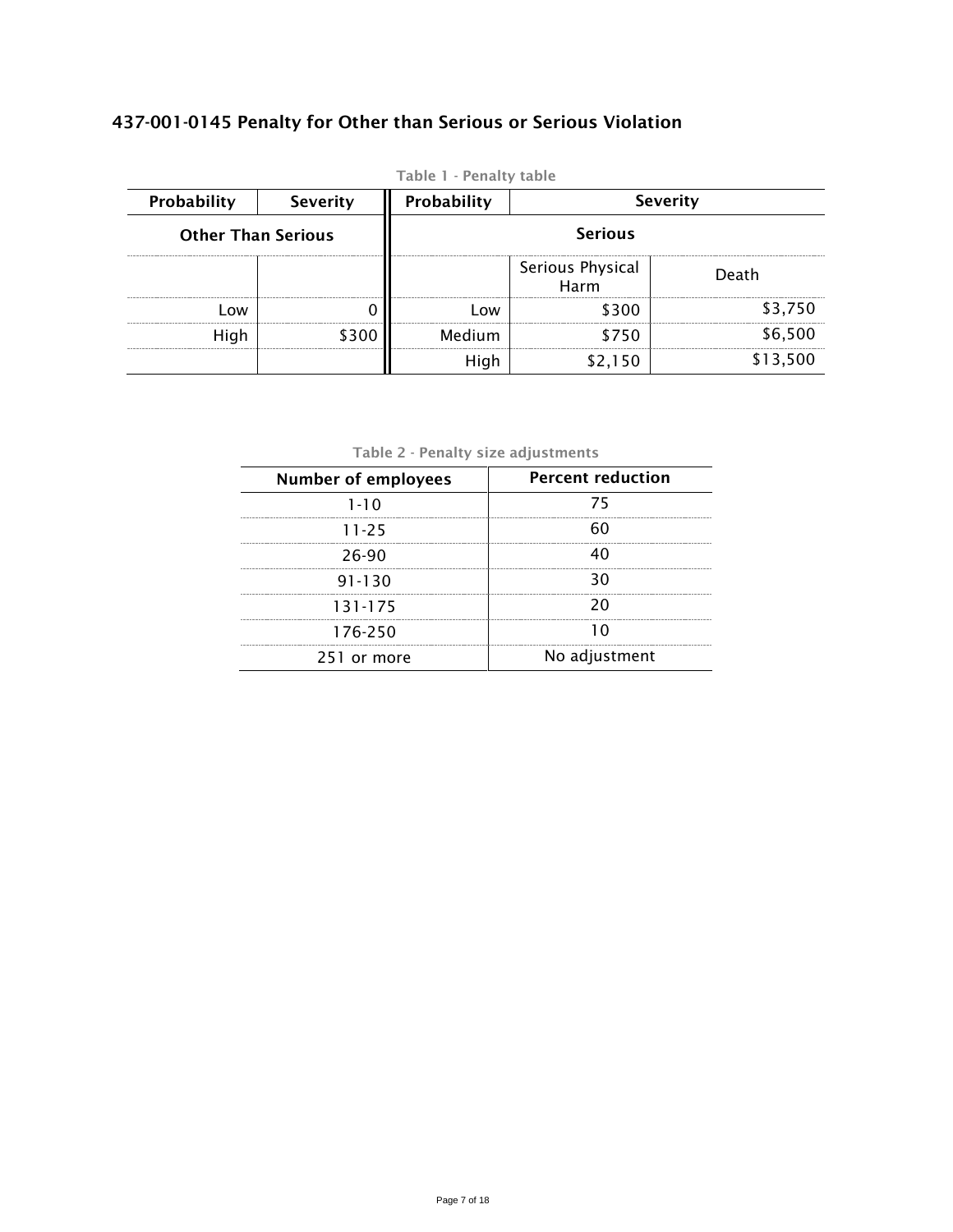## 437-001-0145 Penalty for Other than Serious or Serious Violation

Table 1 - Penalty table

| Probability | Severity | Probability | Severity | |
|---|---|---|---|---|
| Other Than Serious | | Serious | | |
| | | | Serious Physical Harm | Death |
| Low | 0 | Low | $300 | $3,750 |
| High | $300 | Medium | $750 | $6,500 |
| | | High | $2,150 | $13,500 |

Table 2 - Penalty size adjustments

| Number of employees | Percent reduction |
|---|---|
| 1-10 | 75 |
| 11-25 | 60 |
| 26-90 | 40 |
| 91-130 | 30 |
| 131-175 | 20 |
| 176-250 | 10 |
| 251 or more | No adjustment |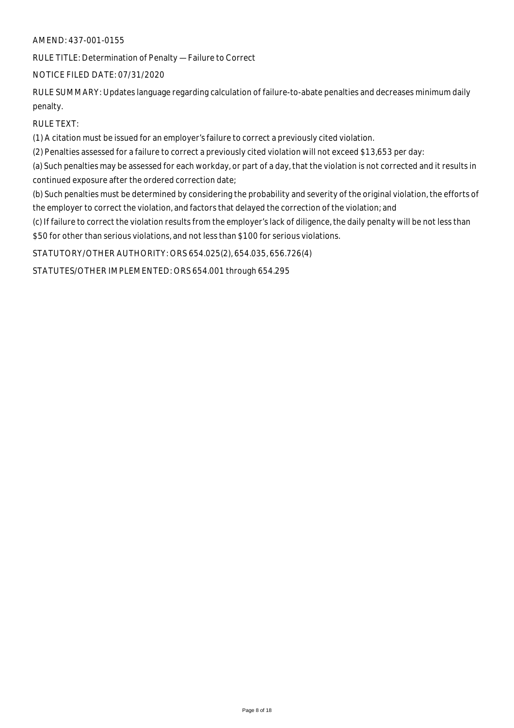AMEND: 437-001-0155

RULE TITLE: Determination of Penalty — Failure to Correct

NOTICE FILED DATE: 07/31/2020

RULE SUMMARY: Updates language regarding calculation of failure-to-abate penalties and decreases minimum daily penalty.

RULE TEXT:

(1) A citation must be issued for an employer's failure to correct a previously cited violation.

(2) Penalties assessed for a failure to correct a previously cited violation will not exceed $13,653 per day:

(a) Such penalties may be assessed for each workday, or part of a day, that the violation is not corrected and it results in continued exposure after the ordered correction date;

(b) Such penalties must be determined by considering the probability and severity of the original violation, the efforts of the employer to correct the violation, and factors that delayed the correction of the violation; and

(c) If failure to correct the violation results from the employer's lack of diligence, the daily penalty will be not less than $50 for other than serious violations, and not less than $100 for serious violations.

STATUTORY/OTHER AUTHORITY: ORS 654.025(2), 654.035, 656.726(4)

STATUTES/OTHER IMPLEMENTED: ORS 654.001 through 654.295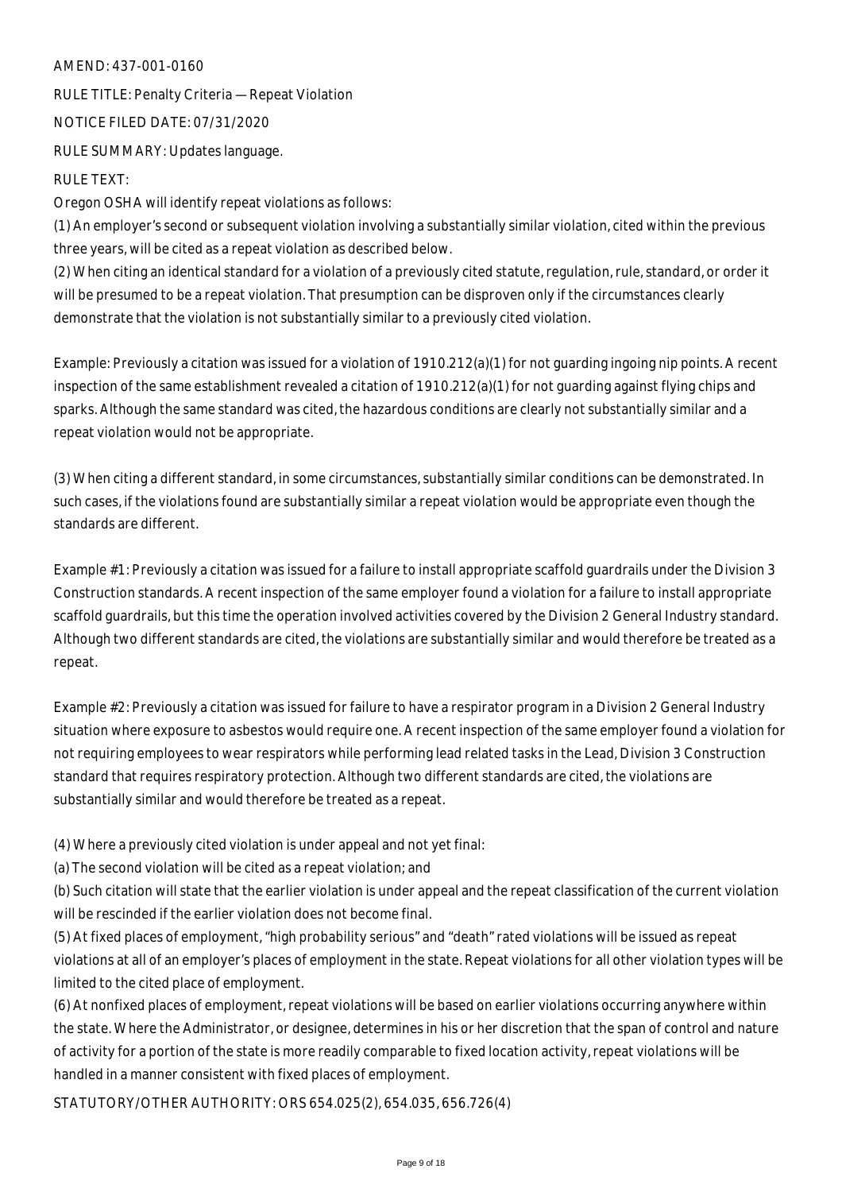AMEND: 437-001-0160

RULE TITLE: Penalty Criteria — Repeat Violation

NOTICE FILED DATE: 07/31/2020

RULE SUMMARY: Updates language.

RULE TEXT:

Oregon OSHA will identify repeat violations as follows:

(1) An employer's second or subsequent violation involving a substantially similar violation, cited within the previous three years, will be cited as a repeat violation as described below.

(2) When citing an identical standard for a violation of a previously cited statute, regulation, rule, standard, or order it will be presumed to be a repeat violation. That presumption can be disproven only if the circumstances clearly demonstrate that the violation is not substantially similar to a previously cited violation.

Example: Previously a citation was issued for a violation of 1910.212(a)(1) for not guarding ingoing nip points. A recent inspection of the same establishment revealed a citation of 1910.212(a)(1) for not guarding against flying chips and sparks. Although the same standard was cited, the hazardous conditions are clearly not substantially similar and a repeat violation would not be appropriate.

(3) When citing a different standard, in some circumstances, substantially similar conditions can be demonstrated. In such cases, if the violations found are substantially similar a repeat violation would be appropriate even though the standards are different.

Example #1: Previously a citation was issued for a failure to install appropriate scaffold guardrails under the Division 3 Construction standards. A recent inspection of the same employer found a violation for a failure to install appropriate scaffold guardrails, but this time the operation involved activities covered by the Division 2 General Industry standard. Although two different standards are cited, the violations are substantially similar and would therefore be treated as a repeat.

Example #2: Previously a citation was issued for failure to have a respirator program in a Division 2 General Industry situation where exposure to asbestos would require one. A recent inspection of the same employer found a violation for not requiring employees to wear respirators while performing lead related tasks in the Lead, Division 3 Construction standard that requires respiratory protection. Although two different standards are cited, the violations are substantially similar and would therefore be treated as a repeat.

(4) Where a previously cited violation is under appeal and not yet final:

(a) The second violation will be cited as a repeat violation; and

(b) Such citation will state that the earlier violation is under appeal and the repeat classification of the current violation will be rescinded if the earlier violation does not become final.

(5) At fixed places of employment, "high probability serious" and "death" rated violations will be issued as repeat violations at all of an employer's places of employment in the state. Repeat violations for all other violation types will be limited to the cited place of employment.

(6) At nonfixed places of employment, repeat violations will be based on earlier violations occurring anywhere within the state. Where the Administrator, or designee, determines in his or her discretion that the span of control and nature of activity for a portion of the state is more readily comparable to fixed location activity, repeat violations will be handled in a manner consistent with fixed places of employment.

STATUTORY/OTHER AUTHORITY: ORS 654.025(2), 654.035, 656.726(4)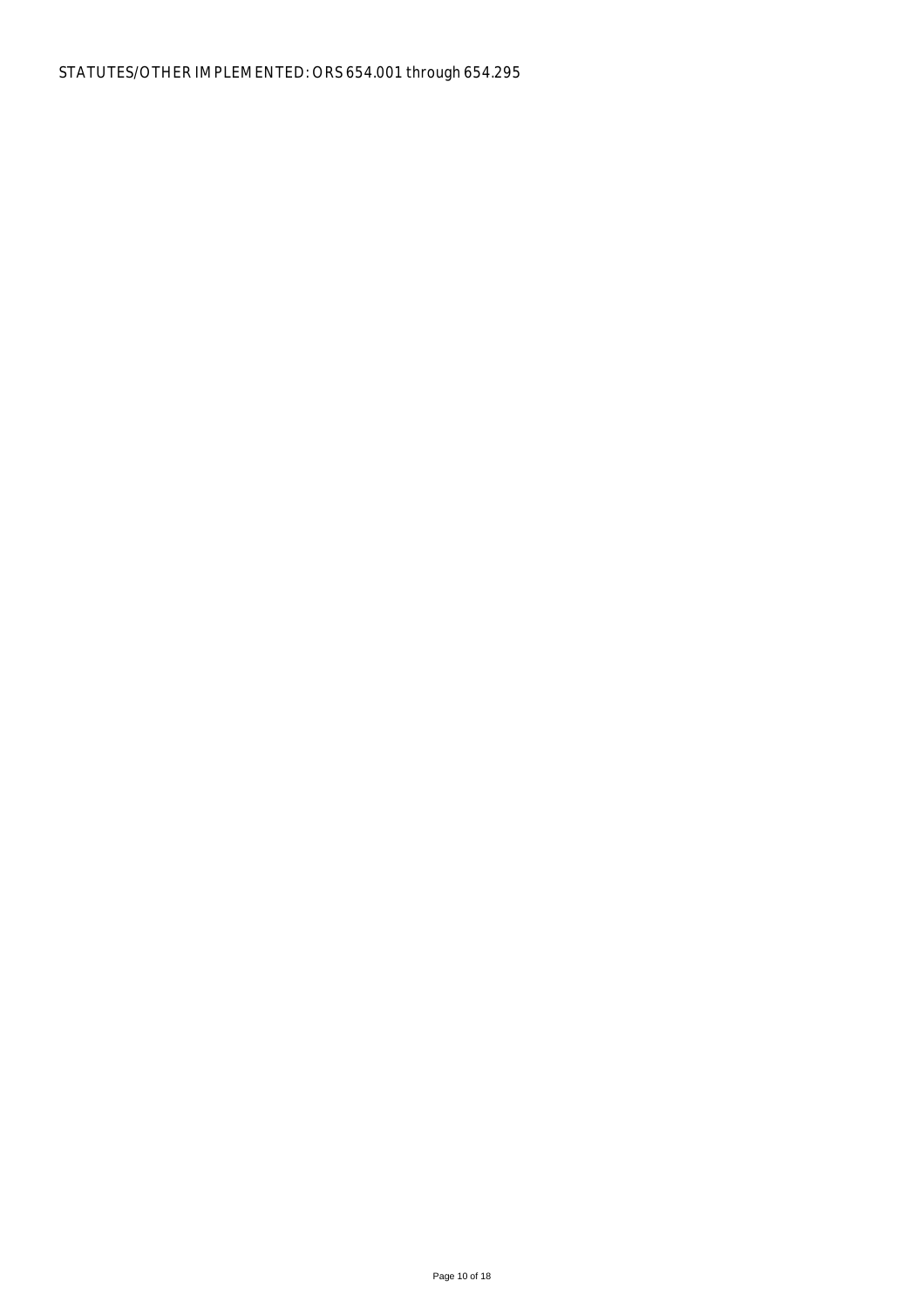STATUTES/OTHER IMPLEMENTED: ORS 654.001 through 654.295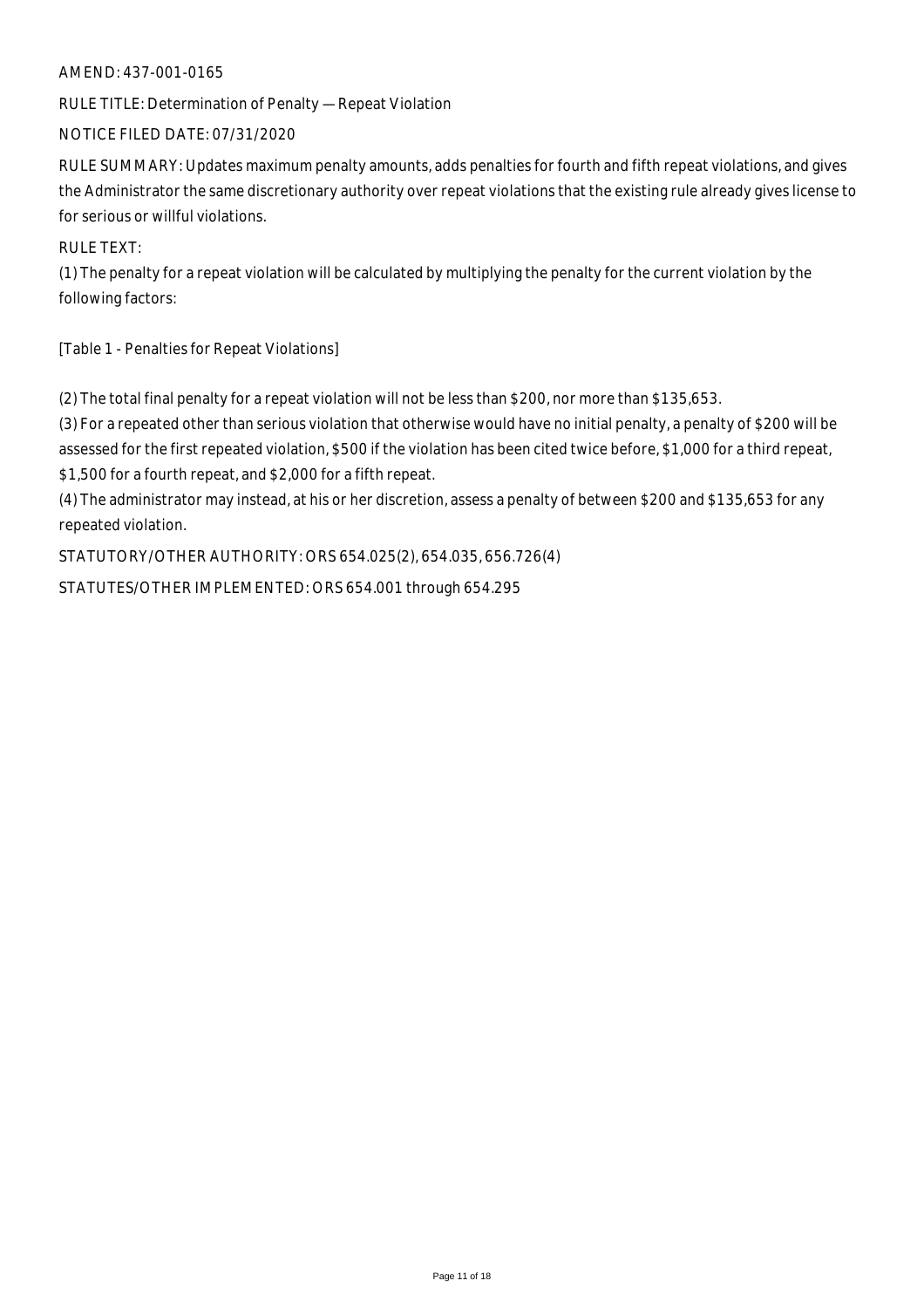AMEND: 437-001-0165

RULE TITLE: Determination of Penalty — Repeat Violation

NOTICE FILED DATE: 07/31/2020

RULE SUMMARY: Updates maximum penalty amounts, adds penalties for fourth and fifth repeat violations, and gives the Administrator the same discretionary authority over repeat violations that the existing rule already gives license to for serious or willful violations.

RULE TEXT:

(1) The penalty for a repeat violation will be calculated by multiplying the penalty for the current violation by the following factors:

[Table 1 - Penalties for Repeat Violations]

(2) The total final penalty for a repeat violation will not be less than $200, nor more than $135,653.

(3) For a repeated other than serious violation that otherwise would have no initial penalty, a penalty of $200 will be assessed for the first repeated violation, $500 if the violation has been cited twice before, $1,000 for a third repeat, $1,500 for a fourth repeat, and $2,000 for a fifth repeat.

(4) The administrator may instead, at his or her discretion, assess a penalty of between $200 and $135,653 for any repeated violation.

STATUTORY/OTHER AUTHORITY: ORS 654.025(2), 654.035, 656.726(4)

STATUTES/OTHER IMPLEMENTED: ORS 654.001 through 654.295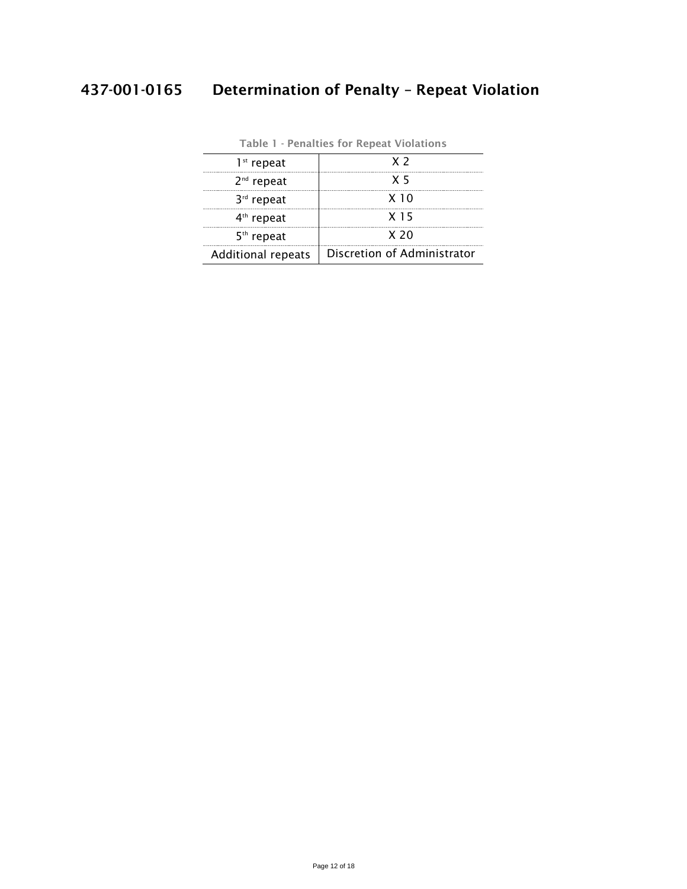## 437-001-0165 Determination of Penalty – Repeat Violation

Table 1 - Penalties for Repeat Violations

| | |
|---|---|
| 1st repeat | X 2 |
| 2nd repeat | X 5 |
| 3rd repeat | X 10 |
| 4th repeat | X 15 |
| 5th repeat | X 20 |
| Additional repeats | Discretion of Administrator |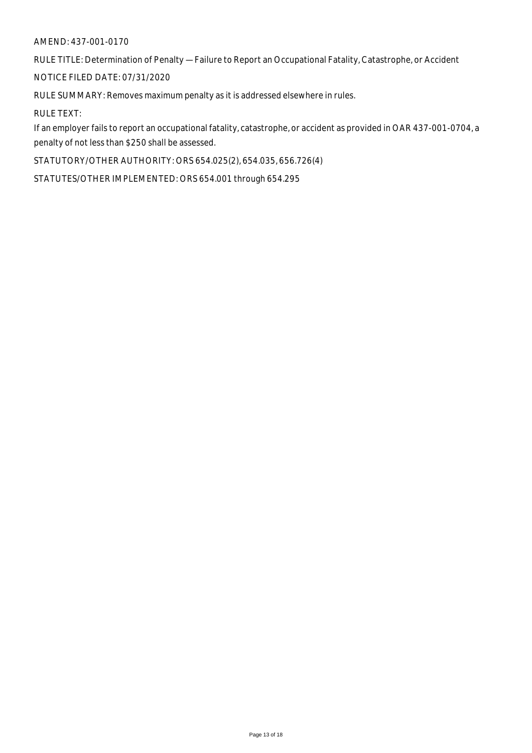AMEND: 437-001-0170

RULE TITLE: Determination of Penalty — Failure to Report an Occupational Fatality, Catastrophe, or Accident

NOTICE FILED DATE: 07/31/2020

RULE SUMMARY: Removes maximum penalty as it is addressed elsewhere in rules.

RULE TEXT:

If an employer fails to report an occupational fatality, catastrophe, or accident as provided in OAR 437-001-0704, a penalty of not less than $250 shall be assessed.

STATUTORY/OTHER AUTHORITY: ORS 654.025(2), 654.035, 656.726(4)

STATUTES/OTHER IMPLEMENTED: ORS 654.001 through 654.295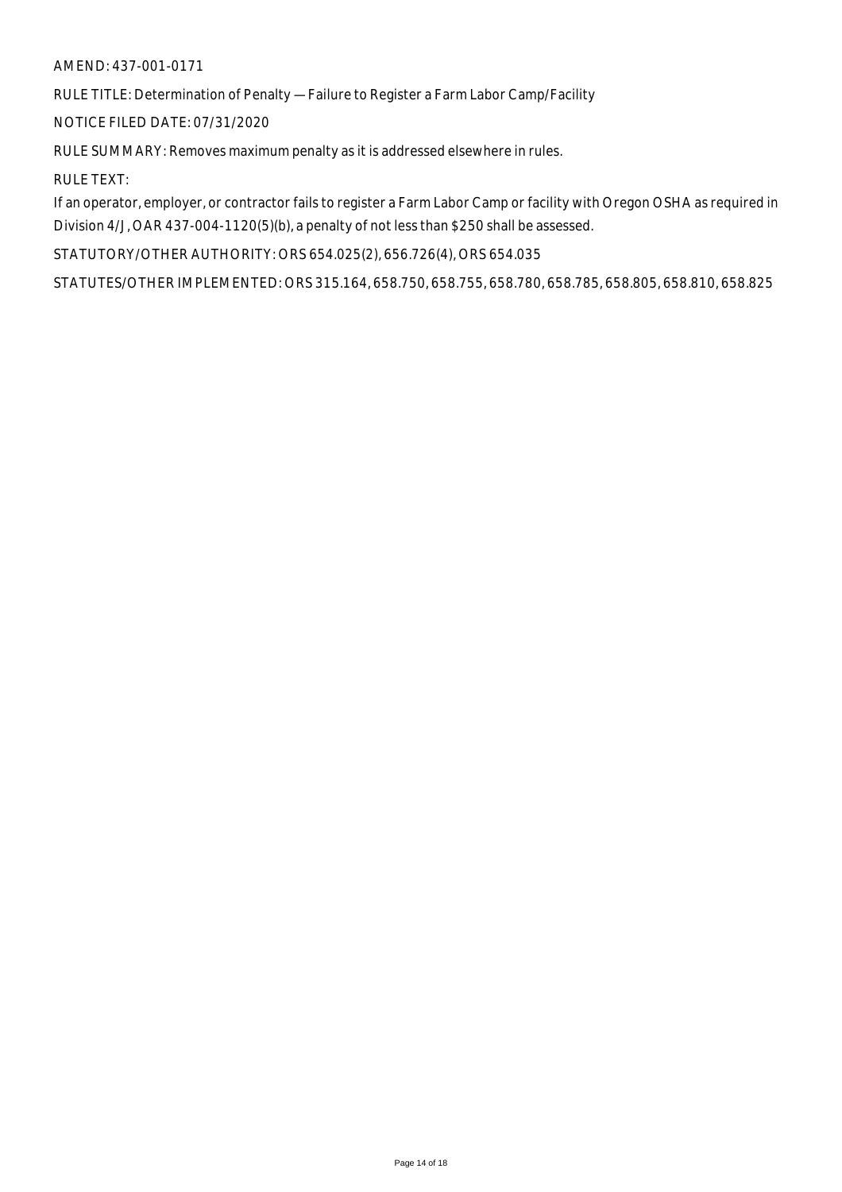AMEND: 437-001-0171

RULE TITLE: Determination of Penalty — Failure to Register a Farm Labor Camp/Facility

NOTICE FILED DATE: 07/31/2020

RULE SUMMARY: Removes maximum penalty as it is addressed elsewhere in rules.

RULE TEXT:

If an operator, employer, or contractor fails to register a Farm Labor Camp or facility with Oregon OSHA as required in Division 4/J, OAR 437-004-1120(5)(b), a penalty of not less than $250 shall be assessed.

STATUTORY/OTHER AUTHORITY: ORS 654.025(2), 656.726(4), ORS 654.035

STATUTES/OTHER IMPLEMENTED: ORS 315.164, 658.750, 658.755, 658.780, 658.785, 658.805, 658.810, 658.825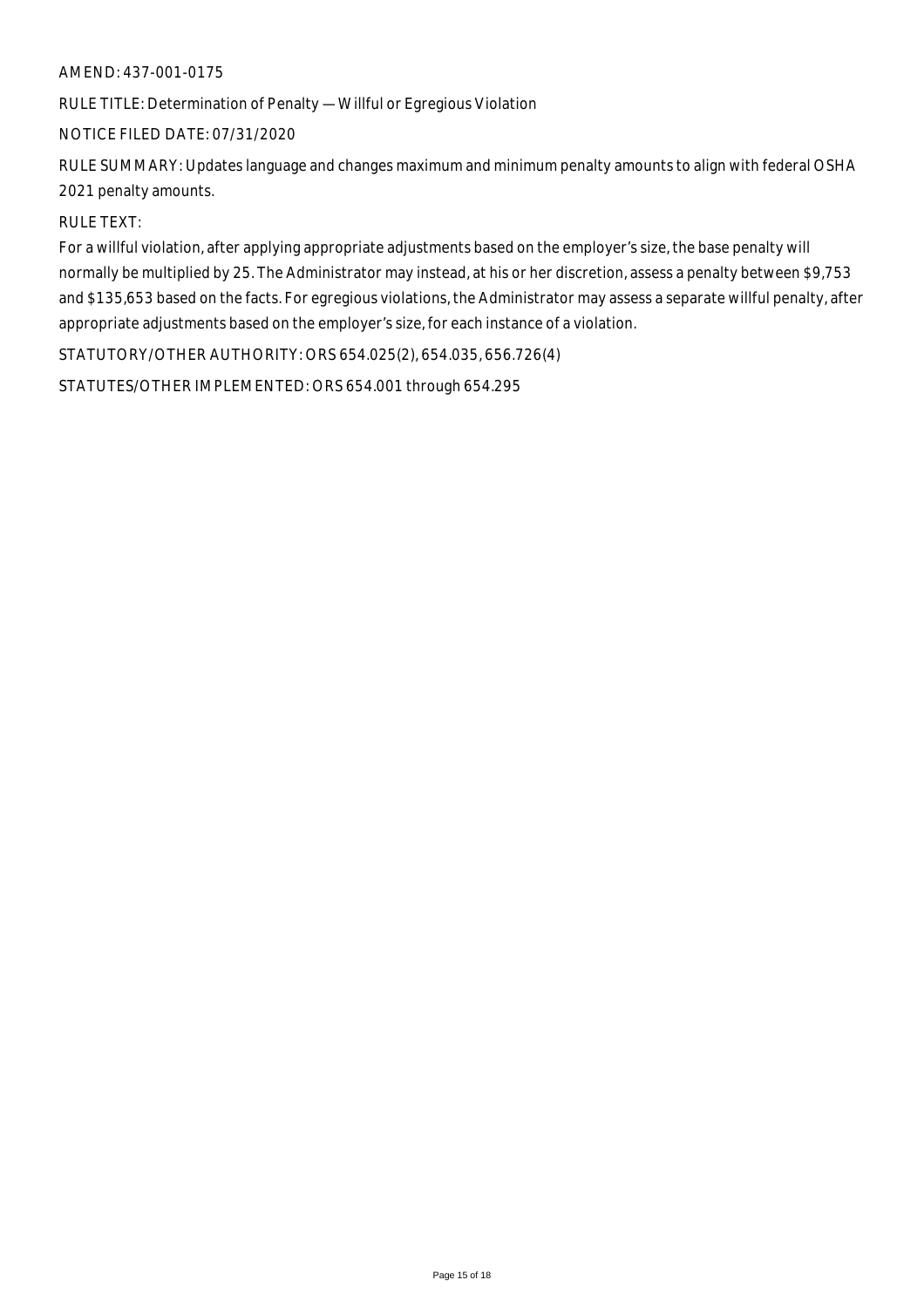AMEND: 437-001-0175

RULE TITLE: Determination of Penalty — Willful or Egregious Violation

NOTICE FILED DATE: 07/31/2020

RULE SUMMARY: Updates language and changes maximum and minimum penalty amounts to align with federal OSHA 2021 penalty amounts.

RULE TEXT:

For a willful violation, after applying appropriate adjustments based on the employer's size, the base penalty will normally be multiplied by 25. The Administrator may instead, at his or her discretion, assess a penalty between $9,753 and $135,653 based on the facts. For egregious violations, the Administrator may assess a separate willful penalty, after appropriate adjustments based on the employer's size, for each instance of a violation.

STATUTORY/OTHER AUTHORITY: ORS 654.025(2), 654.035, 656.726(4)

STATUTES/OTHER IMPLEMENTED: ORS 654.001 through 654.295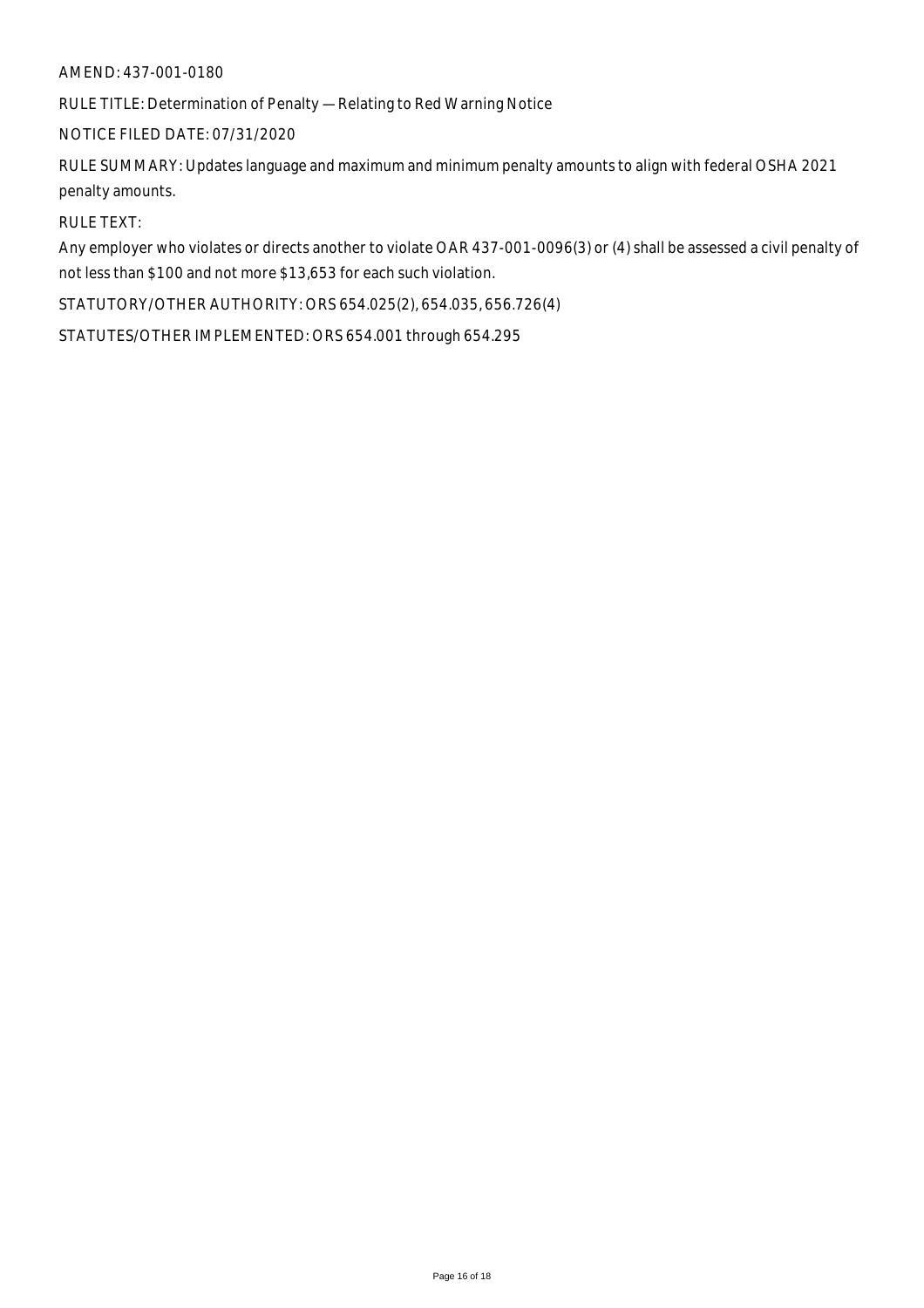AMEND: 437-001-0180

RULE TITLE: Determination of Penalty — Relating to Red Warning Notice

NOTICE FILED DATE: 07/31/2020

RULE SUMMARY: Updates language and maximum and minimum penalty amounts to align with federal OSHA 2021 penalty amounts.

RULE TEXT:

Any employer who violates or directs another to violate OAR 437-001-0096(3) or (4) shall be assessed a civil penalty of not less than $100 and not more $13,653 for each such violation.

STATUTORY/OTHER AUTHORITY: ORS 654.025(2), 654.035, 656.726(4)

STATUTES/OTHER IMPLEMENTED: ORS 654.001 through 654.295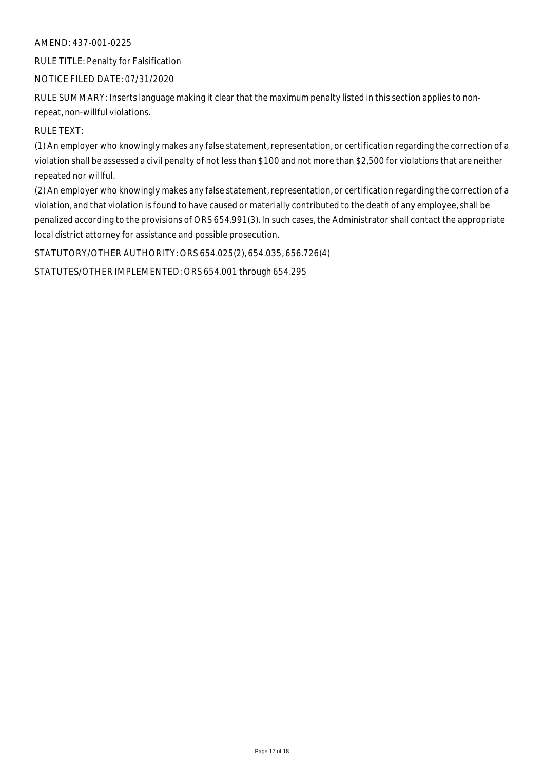AMEND: 437-001-0225

RULE TITLE: Penalty for Falsification

NOTICE FILED DATE: 07/31/2020

RULE SUMMARY: Inserts language making it clear that the maximum penalty listed in this section applies to non-repeat, non-willful violations.

RULE TEXT:

(1) An employer who knowingly makes any false statement, representation, or certification regarding the correction of a violation shall be assessed a civil penalty of not less than $100 and not more than $2,500 for violations that are neither repeated nor willful.

(2) An employer who knowingly makes any false statement, representation, or certification regarding the correction of a violation, and that violation is found to have caused or materially contributed to the death of any employee, shall be penalized according to the provisions of ORS 654.991(3). In such cases, the Administrator shall contact the appropriate local district attorney for assistance and possible prosecution.

STATUTORY/OTHER AUTHORITY: ORS 654.025(2), 654.035, 656.726(4)

STATUTES/OTHER IMPLEMENTED: ORS 654.001 through 654.295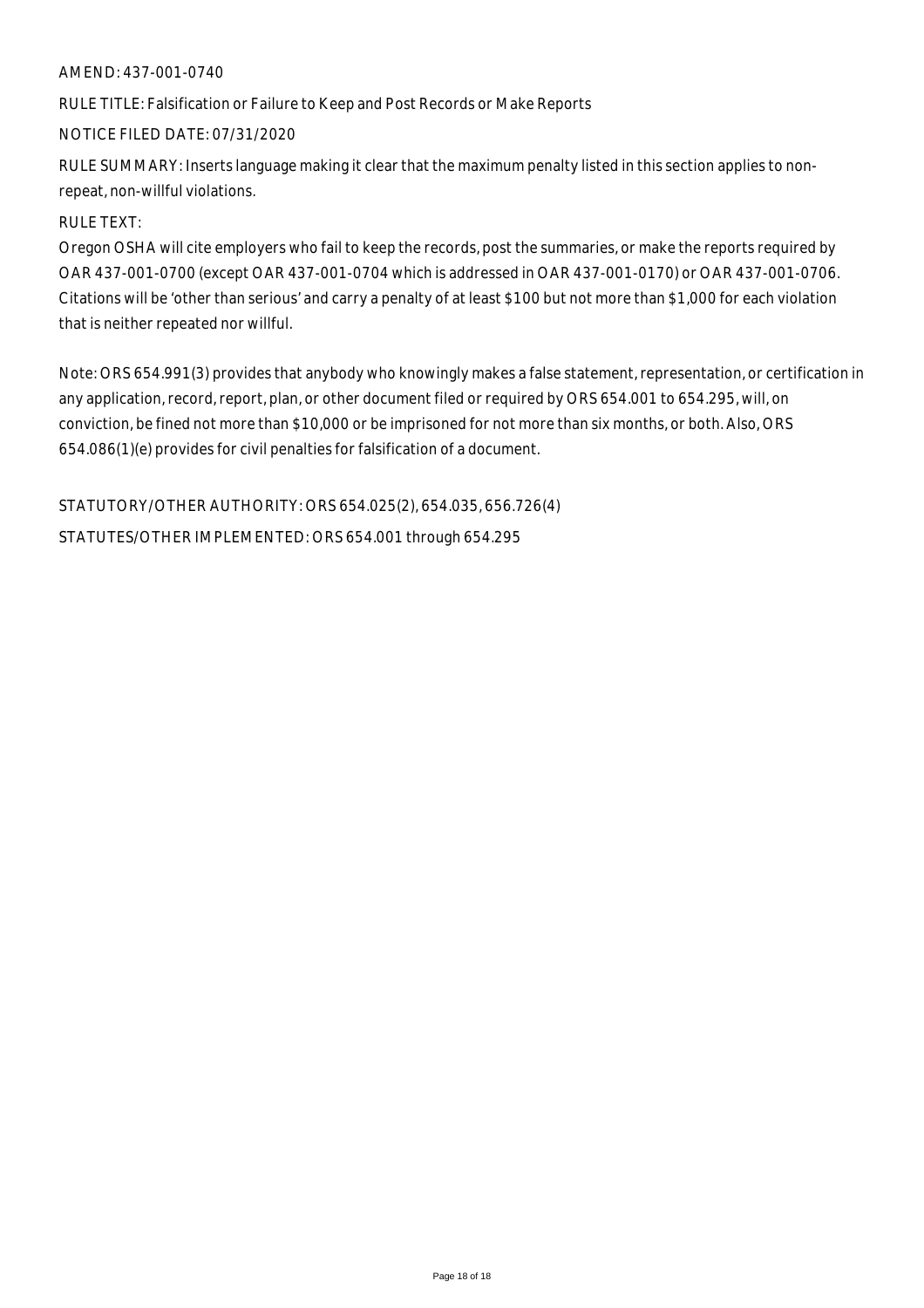AMEND: 437-001-0740

RULE TITLE: Falsification or Failure to Keep and Post Records or Make Reports

NOTICE FILED DATE: 07/31/2020

RULE SUMMARY: Inserts language making it clear that the maximum penalty listed in this section applies to non-repeat, non-willful violations.

RULE TEXT:

Oregon OSHA will cite employers who fail to keep the records, post the summaries, or make the reports required by OAR 437-001-0700 (except OAR 437-001-0704 which is addressed in OAR 437-001-0170) or OAR 437-001-0706. Citations will be 'other than serious' and carry a penalty of at least $100 but not more than $1,000 for each violation that is neither repeated nor willful.

Note: ORS 654.991(3) provides that anybody who knowingly makes a false statement, representation, or certification in any application, record, report, plan, or other document filed or required by ORS 654.001 to 654.295, will, on conviction, be fined not more than $10,000 or be imprisoned for not more than six months, or both. Also, ORS 654.086(1)(e) provides for civil penalties for falsification of a document.

STATUTORY/OTHER AUTHORITY: ORS 654.025(2), 654.035, 656.726(4)

STATUTES/OTHER IMPLEMENTED: ORS 654.001 through 654.295